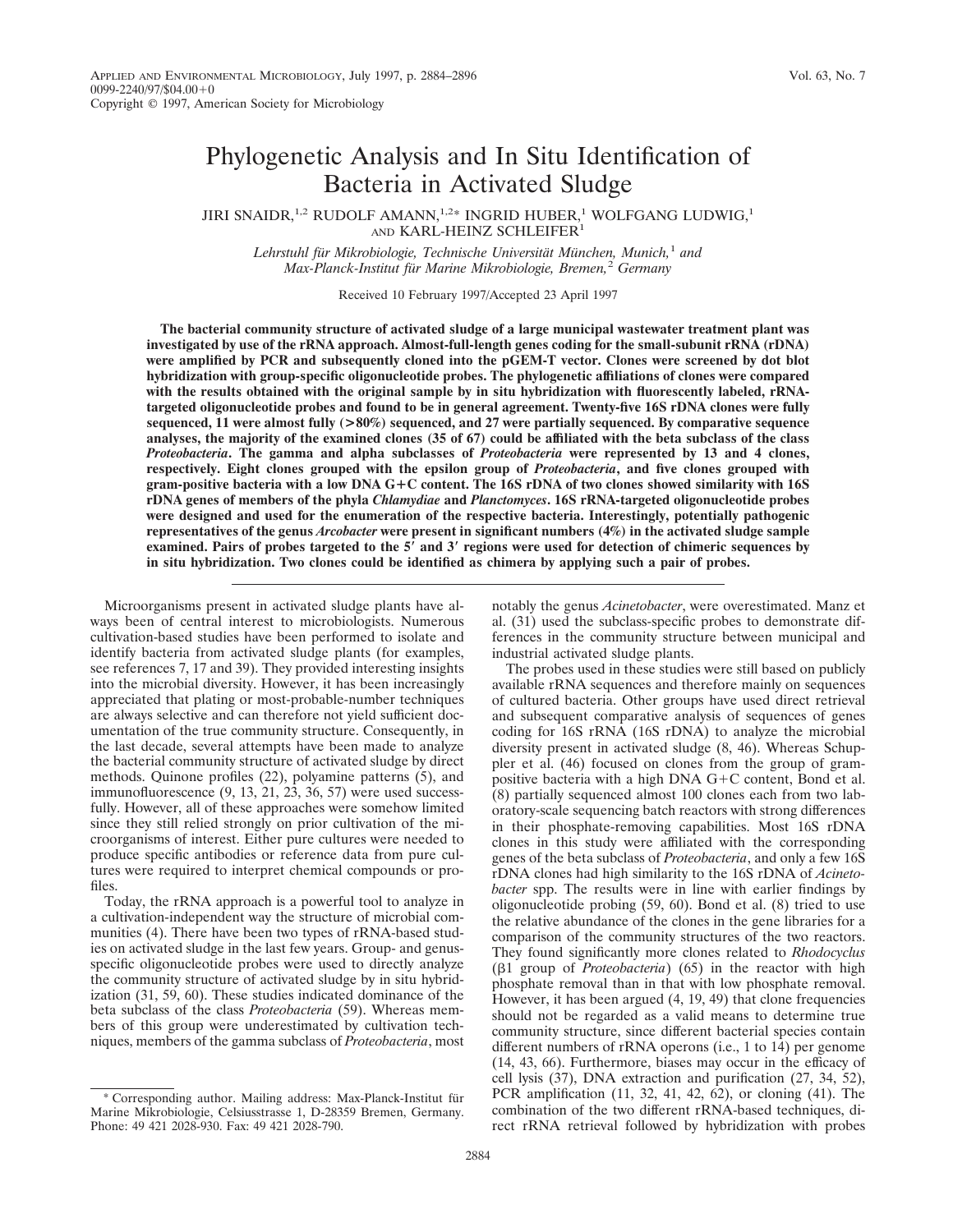# Phylogenetic Analysis and In Situ Identification of Bacteria in Activated Sludge

JIRI SNAIDR,[1,2] RUDOLF AMANN,[1,2]* INGRID HUBER,[1] WOLFGANG LUDWIG,[1] AND KARL-HEINZ SCHLEIFER[1]

*Lehrstuhl für Mikrobiologie, Technische Universität München, Munich,[1] and Max-Planck-Institut für Marine Mikrobiologie, Bremen,[2] Germany*

Received 10 February 1997/Accepted 23 April 1997

**The bacterial community structure of activated sludge of a large municipal wastewater treatment plant was investigated by use of the rRNA approach. Almost-full-length genes coding for the small-subunit rRNA (rDNA) were amplified by PCR and subsequently cloned into the pGEM-T vector. Clones were screened by dot blot hybridization with group-specific oligonucleotide probes. The phylogenetic affiliations of clones were compared with the results obtained with the original sample by in situ hybridization with fluorescently labeled, rRNA-targeted oligonucleotide probes and found to be in general agreement. Twenty-five 16S rDNA clones were fully sequenced, 11 were almost fully (>80%) sequenced, and 27 were partially sequenced. By comparative sequence analyses, the majority of the examined clones (35 of 67) could be affiliated with the beta subclass of the class *Proteobacteria*. The gamma and alpha subclasses of *Proteobacteria* were represented by 13 and 4 clones, respectively. Eight clones grouped with the epsilon group of *Proteobacteria*, and five clones grouped with gram-positive bacteria with a low DNA G+C content. The 16S rDNA of two clones showed similarity with 16S rDNA genes of members of the phyla *Chlamydiae* and *Planctomyces*. 16S rRNA-targeted oligonucleotide probes were designed and used for the enumeration of the respective bacteria. Interestingly, potentially pathogenic representatives of the genus *Arcobacter* were present in significant numbers (4%) in the activated sludge sample examined. Pairs of probes targeted to the 5′ and 3′ regions were used for detection of chimeric sequences by in situ hybridization. Two clones could be identified as chimera by applying such a pair of probes.**

Microorganisms present in activated sludge plants have always been of central interest to microbiologists. Numerous cultivation-based studies have been performed to isolate and identify bacteria from activated sludge plants (for examples, see references 7, 17 and 39). They provided interesting insights into the microbial diversity. However, it has been increasingly appreciated that plating or most-probable-number techniques are always selective and can therefore not yield sufficient documentation of the true community structure. Consequently, in the last decade, several attempts have been made to analyze the bacterial community structure of activated sludge by direct methods. Quinone profiles (22), polyamine patterns (5), and immunofluorescence (9, 13, 21, 23, 36, 57) were used successfully. However, all of these approaches were somehow limited since they still relied strongly on prior cultivation of the microorganisms of interest. Either pure cultures were needed to produce specific antibodies or reference data from pure cultures were required to interpret chemical compounds or profiles.

Today, the rRNA approach is a powerful tool to analyze in a cultivation-independent way the structure of microbial communities (4). There have been two types of rRNA-based studies on activated sludge in the last few years. Group- and genus-specific oligonucleotide probes were used to directly analyze the community structure of activated sludge by in situ hybridization (31, 59, 60). These studies indicated dominance of the beta subclass of the class *Proteobacteria* (59). Whereas members of this group were underestimated by cultivation techniques, members of the gamma subclass of *Proteobacteria*, most notably the genus *Acinetobacter*, were overestimated. Manz et al. (31) used the subclass-specific probes to demonstrate differences in the community structure between municipal and industrial activated sludge plants.

The probes used in these studies were still based on publicly available rRNA sequences and therefore mainly on sequences of cultured bacteria. Other groups have used direct retrieval and subsequent comparative analysis of sequences of genes coding for 16S rRNA (16S rDNA) to analyze the microbial diversity present in activated sludge (8, 46). Whereas Schuppler et al. (46) focused on clones from the group of gram-positive bacteria with a high DNA G+C content, Bond et al. (8) partially sequenced almost 100 clones each from two laboratory-scale sequencing batch reactors with strong differences in their phosphate-removing capabilities. Most 16S rDNA clones in this study were affiliated with the corresponding genes of the beta subclass of *Proteobacteria*, and only a few 16S rDNA clones had high similarity to the 16S rDNA of *Acinetobacter* spp. The results were in line with earlier findings by oligonucleotide probing (59, 60). Bond et al. (8) tried to use the relative abundance of the clones in the gene libraries for a comparison of the community structures of the two reactors. They found significantly more clones related to *Rhodocyclus* (β1 group of *Proteobacteria*) (65) in the reactor with high phosphate removal than in that with low phosphate removal. However, it has been argued (4, 19, 49) that clone frequencies should not be regarded as a valid means to determine true community structure, since different bacterial species contain different numbers of rRNA operons (i.e., 1 to 14) per genome (14, 43, 66). Furthermore, biases may occur in the efficacy of cell lysis (37), DNA extraction and purification (27, 34, 52), PCR amplification (11, 32, 41, 42, 62), or cloning (41). The combination of the two different rRNA-based techniques, direct rRNA retrieval followed by hybridization with probes

\* Corresponding author. Mailing address: Max-Planck-Institut für Marine Mikrobiologie, Celsiusstrasse 1, D-28359 Bremen, Germany. Phone: 49 421 2028-930. Fax: 49 421 2028-790.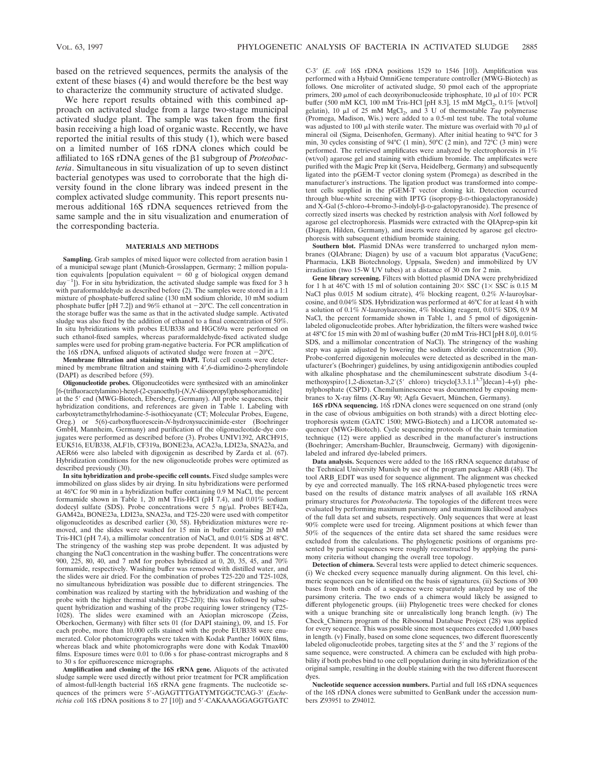based on the retrieved sequences, permits the analysis of the extent of these biases (4) and would therefore be the best way to characterize the community structure of activated sludge.

We here report results obtained with this combined approach on activated sludge from a large two-stage municipal activated sludge plant. The sample was taken from the first basin receiving a high load of organic waste. Recently, we have reported the initial results of this study (1), which were based on a limited number of 16S rDNA clones which could be affiliated to 16S rDNA genes of the β1 subgroup of *Proteobacteria*. Simultaneous in situ visualization of up to seven distinct bacterial genotypes was used to corroborate that the high diversity found in the clone library was indeed present in the complex activated sludge community. This report presents numerous additional 16S rDNA sequences retrieved from the same sample and the in situ visualization and enumeration of the corresponding bacteria.

## MATERIALS AND METHODS

**Sampling.** Grab samples of mixed liquor were collected from aeration basin 1 of a municipal sewage plant (Munich-Grosslappen, Germany; 2 million population equivalents [population equivalent = 60 g of biological oxygen demand $day^{-1}$]). For in situ hybridization, the activated sludge sample was fixed for 3 h with paraformaldehyde as described before (2). The samples were stored in a 1:1 mixture of phosphate-buffered saline (130 mM sodium chloride, 10 mM sodium phosphate buffer [pH 7.2]) and 96% ethanol at −20°C. The cell concentration in the storage buffer was the same as that in the activated sludge sample. Activated sludge was also fixed by the addition of ethanol to a final concentration of 50%. In situ hybridizations with probes EUB338 and HGC69a were performed on such ethanol-fixed samples, whereas paraformaldehyde-fixed activated sludge samples were used for probing gram-negative bacteria. For PCR amplification of the 16S rDNA, unfixed aliquots of activated sludge were frozen at −20°C.

**Membrane filtration and staining with DAPI.** Total cell counts were determined by membrane filtration and staining with 4′,6-diamidino-2-phenylindole (DAPI) as described before (59).

**Oligonucleotide probes.** Oligonucleotides were synthesized with an aminolinker [6-(trifluoracetylamino)-hexyl-(2-cyanoethyl)-(*N*,*N*-diisopropyl)phosphoramidite] at the 5′ end (MWG-Biotech, Ebersberg, Germany). All probe sequences, their hybridization conditions, and references are given in Table 1. Labeling with carboxytetramethylrhodamine-5-isothiocyanate (CT; Molecular Probes, Eugene, Oreg.) or 5(6)-carboxyfluorescein-*N*-hydroxysuccinimide-ester (Boehringer GmbH, Mannheim, Germany) and purification of the oligonucleotide-dye conjugates were performed as described before (3). Probes UNIV1392, ARCH915, EUK516, EUB338, ALF1b, CF319a, BONE23a, ACA23a, LDI23a, SNA23a, and AER66 were also labeled with digoxigenin as described by Zarda et al. (67). Hybridization conditions for the new oligonucleotide probes were optimized as described previously (30).

**In situ hybridization and probe-specific cell counts.** Fixed sludge samples were immobilized on glass slides by air drying. In situ hybridizations were performed at 46°C for 90 min in a hybridization buffer containing 0.9 M NaCl, the percent formamide shown in Table 1, 20 mM Tris-HCl (pH 7.4), and 0.01% sodium dodecyl sulfate (SDS). Probe concentrations were 5 ng/μl. Probes BET42a, GAM42a, BONE23a, LDI23a, SNA23a, and T25-220 were used with competitor oligonucleotides as described earlier (30, 58). Hybridization mixtures were removed, and the slides were washed for 15 min in buffer containing 20 mM Tris-HCl (pH 7.4), a millimolar concentration of NaCl, and 0.01% SDS at 48°C. The stringency of the washing step was probe dependent. It was adjusted by changing the NaCl concentration in the washing buffer. The concentrations were 900, 225, 80, 40, and 7 mM for probes hybridized at 0, 20, 35, 45, and 70% formamide, respectively. Washing buffer was removed with distilled water, and the slides were air dried. For the combination of probes T25-220 and T25-1028, no simultaneous hybridization was possible due to different stringencies. The combination was realized by starting with the hybridization and washing of the probe with the higher thermal stability (T25-220); this was followed by subsequent hybridization and washing of the probe requiring lower stringency (T25-1028). The slides were examined with an Axioplan microscope (Zeiss, Oberkochen, Germany) with filter sets 01 (for DAPI staining), 09, and 15. For each probe, more than 10,000 cells stained with the probe EUB338 were enumerated. Color photomicrographs were taken with Kodak Panther 1600X films, whereas black and white photomicrographs were done with Kodak Tmax400 films. Exposure times were 0.01 to 0.06 s for phase-contrast micrographs and 8 to 30 s for epifluorescence micrographs.

**Amplification and cloning of the 16S rRNA gene.** Aliquots of the activated sludge sample were used directly without prior treatment for PCR amplification of almost-full-length bacterial 16S rRNA gene fragments. The nucleotide sequences of the primers were 5′-AGAGTTTGATYMTGGCTCAG-3′ (*Escherichia coli* 16S rDNA positions 8 to 27 [10]) and 5′-CAKAAAGGAGGTGATC C-3′ (*E. coli* 16S rDNA positions 1529 to 1546 [10]). Amplification was performed with a Hybaid OmniGene temperature controller (MWG-Biotech) as follows. One microliter of activated sludge, 50 pmol each of the appropriate primers, 200 μmol of each deoxyribonucleoside triphosphate, 10 μl of 10× PCR buffer (500 mM KCl, 100 mM Tris-HCl [pH 8.3], 15 mM $MgCl_2$, 0.1% [wt/vol] gelatin), 10 μl of 25 mM $MgCl_2$, and 3 U of thermostable *Taq* polymerase (Promega, Madison, Wis.) were added to a 0.5-ml test tube. The total volume was adjusted to 100 μl with sterile water. The mixture was overlaid with 70 μl of mineral oil (Sigma, Deisenhofen, Germany). After initial heating to 94°C for 3 min, 30 cycles consisting of 94°C (1 min), 50°C (2 min), and 72°C (3 min) were performed. The retrieved amplificates were analyzed by electrophoresis in 1% (wt/vol) agarose gel and staining with ethidium bromide. The amplificates were purified with the Magic Prep kit (Serva, Heidelberg, Germany) and subsequently ligated into the pGEM-T vector cloning system (Promega) as described in the manufacturer's instructions. The ligation product was transformed into competent cells supplied in the pGEM-T vector cloning kit. Detection occurred through blue-white screening with IPTG (isopropy-β-D-thiogalactopyranoside) and X-Gal (5-chloro-4-bromo-3-indolyl-β-D-galactopyranoside). The presence of correctly sized inserts was checked by restriction analysis with *Not*I followed by agarose gel electrophoresis. Plasmids were extracted with the QIAprep-spin kit (Diagen, Hilden, Germany), and inserts were detected by agarose gel electrophoresis with subsequent ethidium bromide staining.

**Southern blot.** Plasmid DNAs were transferred to uncharged nylon membranes (QIAbrane; Diagen) by use of a vacuum blot apparatus (VacuGene; Pharmacia, LKB Biotechnology, Uppsala, Sweden) and immobilized by UV irradiation (two 15-W UV tubes) at a distance of 30 cm for 2 min.

**Gene library screening.** Filters with blotted plasmid DNA were prehybridized for 1 h at 46°C with 15 ml of solution containing 20× SSC (1× SSC is 0.15 M NaCl plus 0.015 M sodium citrate), 4% blocking reagent, 0.2% *N*-lauroylsarcosine, and 0.04% SDS. Hybridization was performed at 46°C for at least 4 h with a solution of 0.1% *N*-lauroylsarcosine, 4% blocking reagent, 0.01% SDS, 0.9 M NaCl, the percent formamide shown in Table 1, and 5 pmol of digoxigenin-labeled oligonucleotide probes. After hybridization, the filters were washed twice at 48°C for 15 min with 20 ml of washing buffer (20 mM Tris-HCl [pH 8.0], 0.01% SDS, and a millimolar concentration of NaCl). The stringency of the washing step was again adjusted by lowering the sodium chloride concentration (30). Probe-conferred digoxigenin molecules were detected as described in the manufacturer's (Boehringer) guidelines, by using antidigoxigenin antibodies coupled with alkaline phosphatase and the chemiluminescent substrate disodium 3-(4-methoxyspiro{1,2-dioxetan-3,2′(5′ chloro) tricyclo[3.3.1.1$^{3,7}$]decan}-4-yl) phenylphosphate (CSPD). Chemiluminescence was documented by exposing membranes to X-ray films (X-Ray 90; Agfa Gevaert, München, Germany).

**16S rDNA sequencing.** 16S rDNA clones were sequenced on one strand (only in the case of obvious ambiguities on both strands) with a direct blotting electrophoresis system (GATC 1500; MWG-Biotech) and a LICOR automated sequencer (MWG-Biotech). Cycle sequencing protocols of the chain termination technique (12) were applied as described in the manufacturer's instructions (Boehringer; Amersham-Buchler, Braunschweig, Germany) with digoxigenin-labeled and infrared dye-labeled primers.

**Data analysis.** Sequences were added to the 16S rRNA sequence database of the Technical University Munich by use of the program package ARB (48). The tool ARB_EDIT was used for sequence alignment. The alignment was checked by eye and corrected manually. The 16S rRNA-based phylogenetic trees were based on the results of distance matrix analyses of all available 16S rRNA primary structures for *Proteobacteria*. The topologies of the different trees were evaluated by performing maximum parsimony and maximum likelihood analyses of the full data set and subsets, respectively. Only sequences that were at least 90% complete were used for treeing. Alignment positions at which fewer than 50% of the sequences of the entire data set shared the same residues were excluded from the calculations. The phylogenetic positions of organisms presented by partial sequences were roughly reconstructed by applying the parsimony criteria without changing the overall tree topology.

**Detection of chimera.** Several tests were applied to detect chimeric sequences. (i) We checked every sequence manually during alignment. On this level, chimeric sequences can be identified on the basis of signatures. (ii) Sections of 300 bases from both ends of a sequence were separately analyzed by use of the parsimony criteria. The two ends of a chimera would likely be assigned to different phylogenetic groups. (iii) Phylogenetic trees were checked for clones with a unique branching site or unrealistically long branch length. (iv) The Check_Chimera program of the Ribosomal Database Project (28) was applied for every sequence. This was possible since most sequences exceeded 1,000 bases in length. (v) Finally, based on some clone sequences, two different fluorescently labeled oligonucleotide probes, targeting sites at the 5′ and the 3′ regions of the same sequence, were constructed. A chimera can be excluded with high probability if both probes bind to one cell population during in situ hybridization of the original sample, resulting in the double staining with the two different fluorescent dyes.

**Nucleotide sequence accession numbers.** Partial and full 16S rDNA sequences of the 16S rDNA clones were submitted to GenBank under the accession numbers Z93951 to Z94012.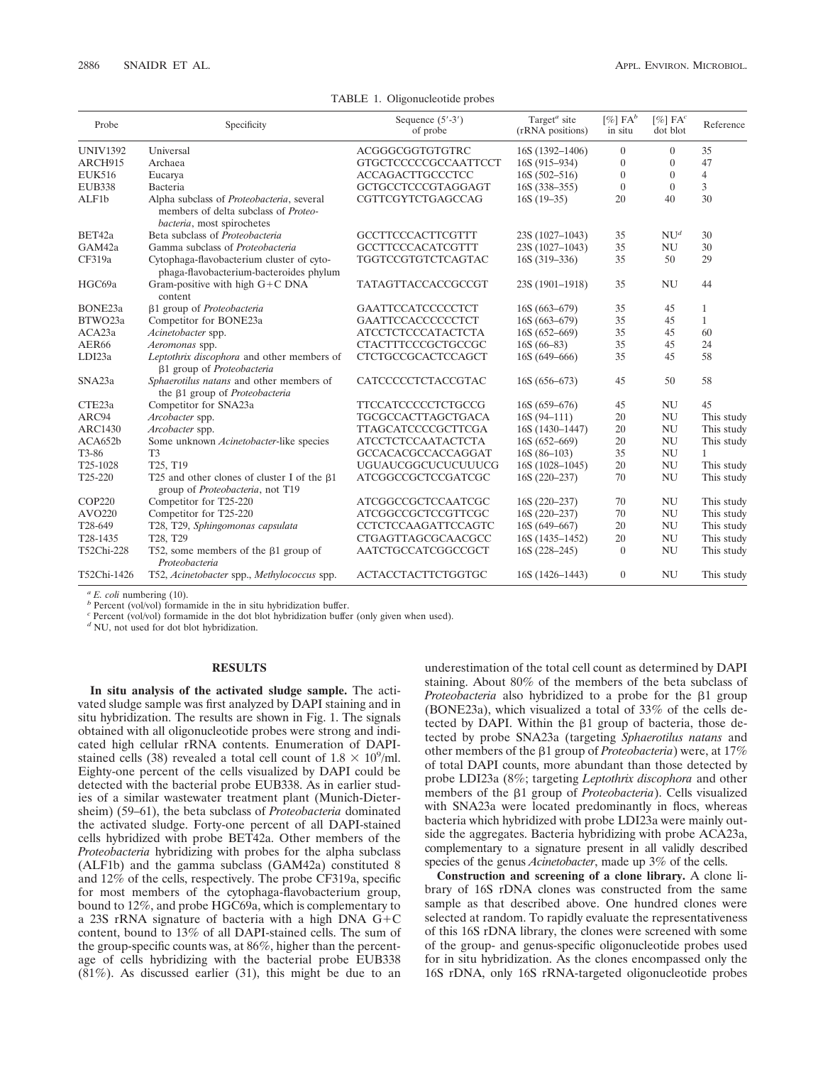TABLE 1. Oligonucleotide probes

| Probe | Specificity | Sequence (5′-3′) of probe | Target[a] site (rRNA positions) | [%] FA[b] in situ | [%] FA[c] dot blot | Reference |
|---|---|---|---|---|---|---|
| UNIV1392 | Universal | ACGGGCGGTGTGTRC | 16S (1392–1406) | 0 | 0 | 35 |
| ARCH915 | Archaea | GTGCTCCCCCGCCAATTCCT | 16S (915–934) | 0 | 0 | 47 |
| EUK516 | Eucarya | ACCAGACTTGCCCTCC | 16S (502–516) | 0 | 0 | 4 |
| EUB338 | Bacteria | GCTGCCTCCCGTAGGAGT | 16S (338–355) | 0 | 0 | 3 |
| ALF1b | Alpha subclass of *Proteobacteria*, several members of delta subclass of *Proteobacteria*, most spirochetes | CGTTCGYTCTGAGCCAG | 16S (19–35) | 20 | 40 | 30 |
| BET42a | Beta subclass of *Proteobacteria* | GCCTTCCCACTTCGTTT | 23S (1027–1043) | 35 | NU[d] | 30 |
| GAM42a | Gamma subclass of *Proteobacteria* | GCCTTCCCACATCGTTT | 23S (1027–1043) | 35 | NU | 30 |
| CF319a | Cytophaga-flavobacterium cluster of cytophaga-flavobacterium-bacteroides phylum | TGGTCCGTGTCTCAGTAC | 16S (319–336) | 35 | 50 | 29 |
| HGC69a | Gram-positive with high G+C DNA content | TATAGTTACCACCGCCGT | 23S (1901–1918) | 35 | NU | 44 |
| BONE23a | β1 group of *Proteobacteria* | GAATTCCATCCCCCTCT | 16S (663–679) | 35 | 45 | 1 |
| BTWO23a | Competitor for BONE23a | GAATTCCACCCCCTCT | 16S (663–679) | 35 | 45 | 1 |
| ACA23a | *Acinetobacter* spp. | ATCCTCTCCCATACTCTA | 16S (652–669) | 35 | 45 | 60 |
| AER66 | *Aeromonas* spp. | CTACTTTCCCGCTGCCGC | 16S (66–83) | 35 | 45 | 24 |
| LDI23a | *Leptothrix discophora* and other members of β1 group of *Proteobacteria* | CTCTGCCGCACTCCAGCT | 16S (649–666) | 35 | 45 | 58 |
| SNA23a | *Sphaerotilus natans* and other members of the β1 group of *Proteobacteria* | CATCCCCCTCTACCGTAC | 16S (656–673) | 45 | 50 | 58 |
| CTE23a | Competitor for SNA23a | TTCCATCCCCCTCTGCCG | 16S (659–676) | 45 | NU | 45 |
| ARC94 | *Arcobacter* spp. | TGCGCCACTTAGCTGACA | 16S (94–111) | 20 | NU | This study |
| ARC1430 | *Arcobacter* spp. | TTAGCATCCCCGCTTCGA | 16S (1430–1447) | 20 | NU | This study |
| ACA652b | Some unknown *Acinetobacter*-like species | ATCCTCTCCAATACTCTA | 16S (652–669) | 20 | NU | This study |
| T3-86 | T3 | GCCACACGCCACCAGGAT | 16S (86–103) | 35 | NU | 1 |
| T25-1028 | T25, T19 | UGUAUCGGCUCUCUUUCG | 16S (1028–1045) | 20 | NU | This study |
| T25-220 | T25 and other clones of cluster I of the β1 group of *Proteobacteria*, not T19 | ATCGGCCGCTCCGATCGC | 16S (220–237) | 70 | NU | This study |
| COP220 | Competitor for T25-220 | ATCGGCCGCTCCAATCGC | 16S (220–237) | 70 | NU | This study |
| AVO220 | Competitor for T25-220 | ATCGGCCGCTCCGTTCGC | 16S (220–237) | 70 | NU | This study |
| T28-649 | T28, T29, *Sphingomonas capsulata* | CCTCTCCAAGATTCCAGTC | 16S (649–667) | 20 | NU | This study |
| T28-1435 | T28, T29 | CTGAGTTAGCGCAACGCC | 16S (1435–1452) | 20 | NU | This study |
| T52Chi-228 | T52, some members of the β1 group of *Proteobacteria* | AATCTGCCATCGGCCGCT | 16S (228–245) | 0 | NU | This study |
| T52Chi-1426 | T52, *Acinetobacter* spp., *Methylococcus* spp. | ACTACCTACTTCTGGTGC | 16S (1426–1443) | 0 | NU | This study |

[a] *E. coli* numbering (10).
[b] Percent (vol/vol) formamide in the in situ hybridization buffer.
[c] Percent (vol/vol) formamide in the dot blot hybridization buffer (only given when used).
[d] NU, not used for dot blot hybridization.

## RESULTS

**In situ analysis of the activated sludge sample.** The activated sludge sample was first analyzed by DAPI staining and in situ hybridization. The results are shown in Fig. 1. The signals obtained with all oligonucleotide probes were strong and indicated high cellular rRNA contents. Enumeration of DAPI-stained cells (38) revealed a total cell count of $1.8 \times 10^9$/ml. Eighty-one percent of the cells visualized by DAPI could be detected with the bacterial probe EUB338. As in earlier studies of a similar wastewater treatment plant (Munich-Dietersheim) (59–61), the beta subclass of *Proteobacteria* dominated the activated sludge. Forty-one percent of all DAPI-stained cells hybridized with probe BET42a. Other members of the *Proteobacteria* hybridizing with probes for the alpha subclass (ALF1b) and the gamma subclass (GAM42a) constituted 8 and 12% of the cells, respectively. The probe CF319a, specific for most members of the cytophaga-flavobacterium group, bound to 12%, and probe HGC69a, which is complementary to a 23S rRNA signature of bacteria with a high DNA G+C content, bound to 13% of all DAPI-stained cells. The sum of the group-specific counts was, at 86%, higher than the percentage of cells hybridizing with the bacterial probe EUB338 (81%). As discussed earlier (31), this might be due to an underestimation of the total cell count as determined by DAPI staining. About 80% of the members of the beta subclass of *Proteobacteria* also hybridized to a probe for the β1 group (BONE23a), which visualized a total of 33% of the cells detected by DAPI. Within the β1 group of bacteria, those detected by probe SNA23a (targeting *Sphaerotilus natans* and other members of the β1 group of *Proteobacteria*) were, at 17% of total DAPI counts, more abundant than those detected by probe LDI23a (8%; targeting *Leptothrix discophora* and other members of the β1 group of *Proteobacteria*). Cells visualized with SNA23a were located predominantly in flocs, whereas bacteria which hybridized with probe LDI23a were mainly outside the aggregates. Bacteria hybridizing with probe ACA23a, complementary to a signature present in all validly described species of the genus *Acinetobacter*, made up 3% of the cells.

**Construction and screening of a clone library.** A clone library of 16S rDNA clones was constructed from the same sample as that described above. One hundred clones were selected at random. To rapidly evaluate the representativeness of this 16S rDNA library, the clones were screened with some of the group- and genus-specific oligonucleotide probes used for in situ hybridization. As the clones encompassed only the 16S rDNA, only 16S rRNA-targeted oligonucleotide probes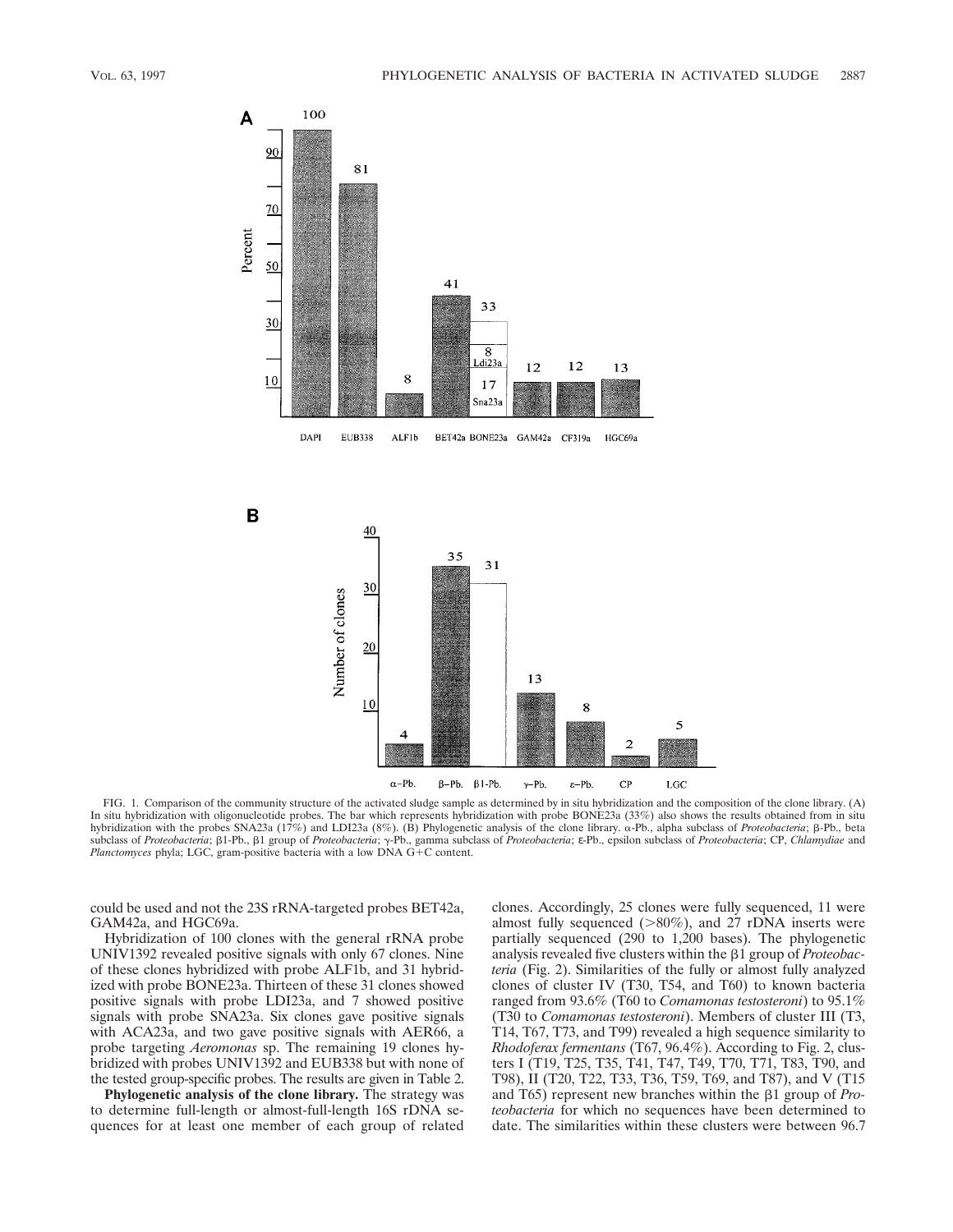FIG. 1. Comparison of the community structure of the activated sludge sample as determined by in situ hybridization and the composition of the clone library. (A) In situ hybridization with oligonucleotide probes. The bar which represents hybridization with probe BONE23a (33%) also shows the results obtained from in situ hybridization with the probes SNA23a (17%) and LDI23a (8%). (B) Phylogenetic analysis of the clone library. α-Pb., alpha subclass of *Proteobacteria*; β-Pb., beta subclass of *Proteobacteria*; β1-Pb., β1 group of *Proteobacteria*; γ-Pb., gamma subclass of *Proteobacteria*; ε-Pb., epsilon subclass of *Proteobacteria*; CP, *Chlamydiae* and *Planctomyces* phyla; LGC, gram-positive bacteria with a low DNA G+C content.

could be used and not the 23S rRNA-targeted probes BET42a, GAM42a, and HGC69a.

Hybridization of 100 clones with the general rRNA probe UNIV1392 revealed positive signals with only 67 clones. Nine of these clones hybridized with probe ALF1b, and 31 hybridized with probe BONE23a. Thirteen of these 31 clones showed positive signals with probe LDI23a, and 7 showed positive signals with probe SNA23a. Six clones gave positive signals with ACA23a, and two gave positive signals with AER66, a probe targeting *Aeromonas* sp. The remaining 19 clones hybridized with probes UNIV1392 and EUB338 but with none of the tested group-specific probes. The results are given in Table 2.

**Phylogenetic analysis of the clone library.** The strategy was to determine full-length or almost-full-length 16S rDNA sequences for at least one member of each group of related clones. Accordingly, 25 clones were fully sequenced, 11 were almost fully sequenced (>80%), and 27 rDNA inserts were partially sequenced (290 to 1,200 bases). The phylogenetic analysis revealed five clusters within the β1 group of *Proteobacteria* (Fig. 2). Similarities of the fully or almost fully analyzed clones of cluster IV (T30, T54, and T60) to known bacteria ranged from 93.6% (T60 to *Comamonas testosteroni*) to 95.1% (T30 to *Comamonas testosteroni*). Members of cluster III (T3, T14, T67, T73, and T99) revealed a high sequence similarity to *Rhodoferax fermentans* (T67, 96.4%). According to Fig. 2, clusters I (T19, T25, T35, T41, T47, T49, T70, T71, T83, T90, and T98), II (T20, T22, T33, T36, T59, T69, and T87), and V (T15 and T65) represent new branches within the β1 group of *Proteobacteria* for which no sequences have been determined to date. The similarities within these clusters were between 96.7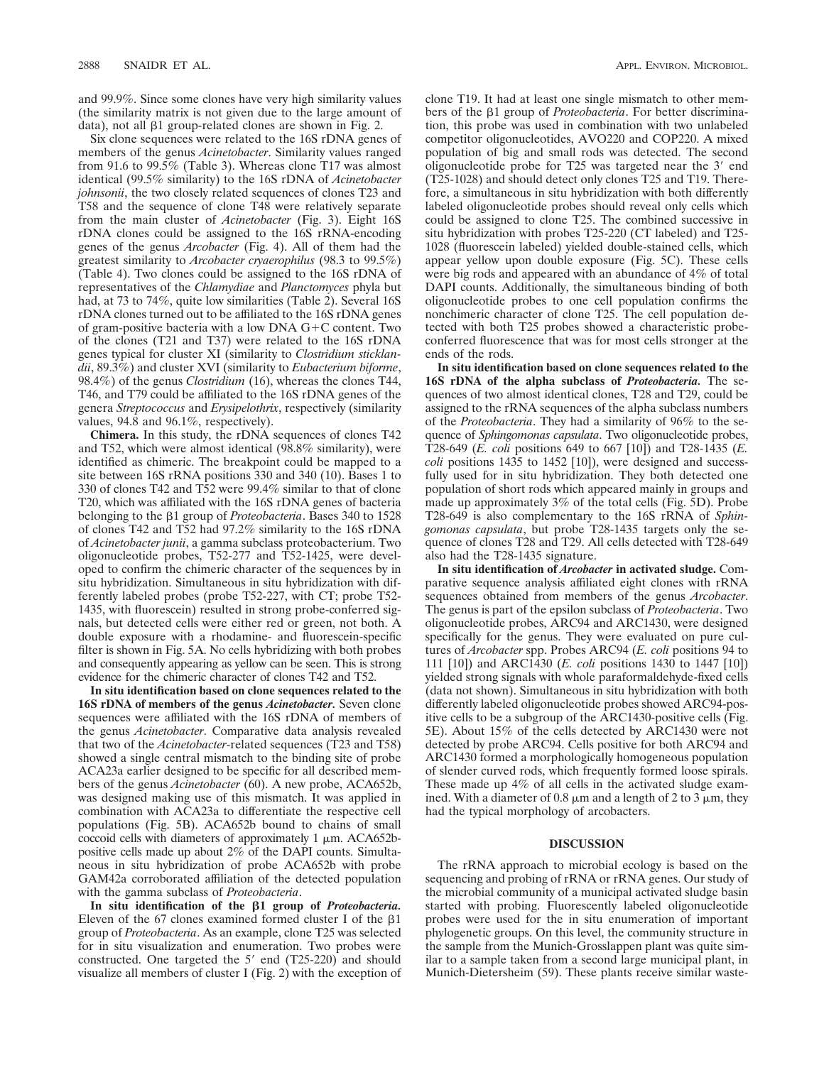and 99.9%. Since some clones have very high similarity values (the similarity matrix is not given due to the large amount of data), not all β1 group-related clones are shown in Fig. 2.

Six clone sequences were related to the 16S rDNA genes of members of the genus *Acinetobacter*. Similarity values ranged from 91.6 to 99.5% (Table 3). Whereas clone T17 was almost identical (99.5% similarity) to the 16S rDNA of *Acinetobacter johnsonii*, the two closely related sequences of clones T23 and T58 and the sequence of clone T48 were relatively separate from the main cluster of *Acinetobacter* (Fig. 3). Eight 16S rDNA clones could be assigned to the 16S rRNA-encoding genes of the genus *Arcobacter* (Fig. 4). All of them had the greatest similarity to *Arcobacter cryaerophilus* (98.3 to 99.5%) (Table 4). Two clones could be assigned to the 16S rDNA of representatives of the *Chlamydiae* and *Planctomyces* phyla but had, at 73 to 74%, quite low similarities (Table 2). Several 16S rDNA clones turned out to be affiliated to the 16S rDNA genes of gram-positive bacteria with a low DNA G+C content. Two of the clones (T21 and T37) were related to the 16S rDNA genes typical for cluster XI (similarity to *Clostridium sticklandii*, 89.3%) and cluster XVI (similarity to *Eubacterium biforme*, 98.4%) of the genus *Clostridium* (16), whereas the clones T44, T46, and T79 could be affiliated to the 16S rDNA genes of the genera *Streptococcus* and *Erysipelothrix*, respectively (similarity values, 94.8 and 96.1%, respectively).

**Chimera.** In this study, the rDNA sequences of clones T42 and T52, which were almost identical (98.8% similarity), were identified as chimeric. The breakpoint could be mapped to a site between 16S rRNA positions 330 and 340 (10). Bases 1 to 330 of clones T42 and T52 were 99.4% similar to that of clone T20, which was affiliated with the 16S rDNA genes of bacteria belonging to the β1 group of *Proteobacteria*. Bases 340 to 1528 of clones T42 and T52 had 97.2% similarity to the 16S rDNA of *Acinetobacter junii*, a gamma subclass proteobacterium. Two oligonucleotide probes, T52-277 and T52-1425, were developed to confirm the chimeric character of the sequences by in situ hybridization. Simultaneous in situ hybridization with differently labeled probes (probe T52-227, with CT; probe T52-1435, with fluorescein) resulted in strong probe-conferred signals, but detected cells were either red or green, not both. A double exposure with a rhodamine- and fluorescein-specific filter is shown in Fig. 5A. No cells hybridizing with both probes and consequently appearing as yellow can be seen. This is strong evidence for the chimeric character of clones T42 and T52.

**In situ identification based on clone sequences related to the 16S rDNA of members of the genus *Acinetobacter*.** Seven clone sequences were affiliated with the 16S rDNA of members of the genus *Acinetobacter*. Comparative data analysis revealed that two of the *Acinetobacter*-related sequences (T23 and T58) showed a single central mismatch to the binding site of probe ACA23a earlier designed to be specific for all described members of the genus *Acinetobacter* (60). A new probe, ACA652b, was designed making use of this mismatch. It was applied in combination with ACA23a to differentiate the respective cell populations (Fig. 5B). ACA652b bound to chains of small coccoid cells with diameters of approximately 1 μm. ACA652b-positive cells made up about 2% of the DAPI counts. Simultaneous in situ hybridization of probe ACA652b with probe GAM42a corroborated affiliation of the detected population with the gamma subclass of *Proteobacteria*.

**In situ identification of the β1 group of *Proteobacteria*.** Eleven of the 67 clones examined formed cluster I of the β1 group of *Proteobacteria*. As an example, clone T25 was selected for in situ visualization and enumeration. Two probes were constructed. One targeted the 5′ end (T25-220) and should visualize all members of cluster I (Fig. 2) with the exception of clone T19. It had at least one single mismatch to other members of the β1 group of *Proteobacteria*. For better discrimination, this probe was used in combination with two unlabeled competitor oligonucleotides, AVO220 and COP220. A mixed population of big and small rods was detected. The second oligonucleotide probe for T25 was targeted near the 3′ end (T25-1028) and should detect only clones T25 and T19. Therefore, a simultaneous in situ hybridization with both differently labeled oligonucleotide probes should reveal only cells which could be assigned to clone T25. The combined successive in situ hybridization with probes T25-220 (CT labeled) and T25-1028 (fluorescein labeled) yielded double-stained cells, which appear yellow upon double exposure (Fig. 5C). These cells were big rods and appeared with an abundance of 4% of total DAPI counts. Additionally, the simultaneous binding of both oligonucleotide probes to one cell population confirms the nonchimeric character of clone T25. The cell population detected with both T25 probes showed a characteristic probe-conferred fluorescence that was for most cells stronger at the ends of the rods.

**In situ identification based on clone sequences related to the 16S rDNA of the alpha subclass of *Proteobacteria*.** The sequences of two almost identical clones, T28 and T29, could be assigned to the rRNA sequences of the alpha subclass numbers of the *Proteobacteria*. They had a similarity of 96% to the sequence of *Sphingomonas capsulata*. Two oligonucleotide probes, T28-649 (*E. coli* positions 649 to 667 [10]) and T28-1435 (*E. coli* positions 1435 to 1452 [10]), were designed and successfully used for in situ hybridization. They both detected one population of short rods which appeared mainly in groups and made up approximately 3% of the total cells (Fig. 5D). Probe T28-649 is also complementary to the 16S rRNA of *Sphingomonas capsulata*, but probe T28-1435 targets only the sequence of clones T28 and T29. All cells detected with T28-649 also had the T28-1435 signature.

**In situ identification of *Arcobacter* in activated sludge.** Comparative sequence analysis affiliated eight clones with rRNA sequences obtained from members of the genus *Arcobacter*. The genus is part of the epsilon subclass of *Proteobacteria*. Two oligonucleotide probes, ARC94 and ARC1430, were designed specifically for the genus. They were evaluated on pure cultures of *Arcobacter* spp. Probes ARC94 (*E. coli* positions 94 to 111 [10]) and ARC1430 (*E. coli* positions 1430 to 1447 [10]) yielded strong signals with whole paraformaldehyde-fixed cells (data not shown). Simultaneous in situ hybridization with both differently labeled oligonucleotide probes showed ARC94-positive cells to be a subgroup of the ARC1430-positive cells (Fig. 5E). About 15% of the cells detected by ARC1430 were not detected by probe ARC94. Cells positive for both ARC94 and ARC1430 formed a morphologically homogeneous population of slender curved rods, which frequently formed loose spirals. These made up 4% of all cells in the activated sludge examined. With a diameter of 0.8 μm and a length of 2 to 3 μm, they had the typical morphology of arcobacters.

## DISCUSSION

The rRNA approach to microbial ecology is based on the sequencing and probing of rRNA or rRNA genes. Our study of the microbial community of a municipal activated sludge basin started with probing. Fluorescently labeled oligonucleotide probes were used for the in situ enumeration of important phylogenetic groups. On this level, the community structure in the sample from the Munich-Grosslappen plant was quite similar to a sample taken from a second large municipal plant, in Munich-Dietersheim (59). These plants receive similar waste-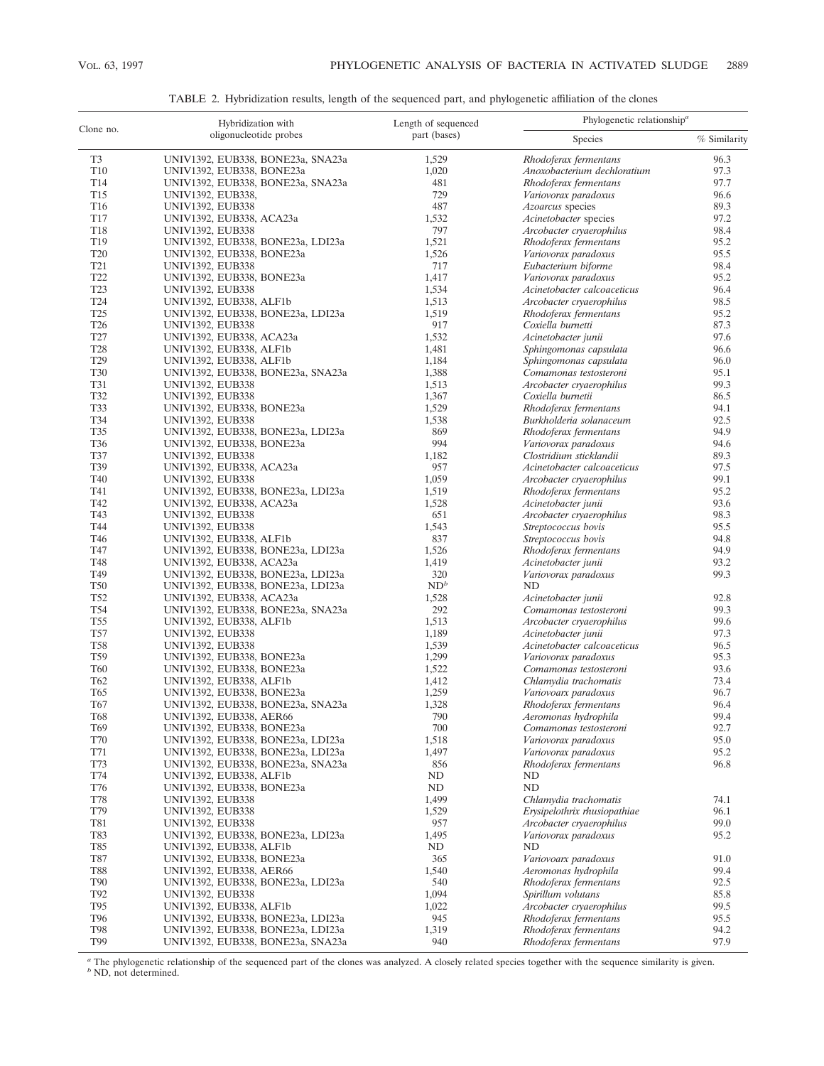TABLE 2. Hybridization results, length of the sequenced part, and phylogenetic affiliation of the clones

| Clone no. | Hybridization with oligonucleotide probes | Length of sequenced part (bases) | Phylogenetic relationship[a] | |
|---|---|---|---|---|
| | | | Species | % Similarity |
| T3 | UNIV1392, EUB338, BONE23a, SNA23a | 1,529 | *Rhodoferax fermentans* | 96.3 |
| T10 | UNIV1392, EUB338, BONE23a | 1,020 | *Anoxobacterium dechloratium* | 97.3 |
| T14 | UNIV1392, EUB338, BONE23a, SNA23a | 481 | *Rhodoferax fermentans* | 97.7 |
| T15 | UNIV1392, EUB338, | 729 | *Variovorax paradoxus* | 96.6 |
| T16 | UNIV1392, EUB338 | 487 | *Azoarcus* species | 89.3 |
| T17 | UNIV1392, EUB338, ACA23a | 1,532 | *Acinetobacter* species | 97.2 |
| T18 | UNIV1392, EUB338 | 797 | *Arcobacter cryaerophilus* | 98.4 |
| T19 | UNIV1392, EUB338, BONE23a, LDI23a | 1,521 | *Rhodoferax fermentans* | 95.2 |
| T20 | UNIV1392, EUB338, BONE23a | 1,526 | *Variovorax paradoxus* | 95.5 |
| T21 | UNIV1392, EUB338 | 717 | *Eubacterium biforme* | 98.4 |
| T22 | UNIV1392, EUB338, BONE23a | 1,417 | *Variovorax paradoxus* | 95.2 |
| T23 | UNIV1392, EUB338 | 1,534 | *Acinetobacter calcoaceticus* | 96.4 |
| T24 | UNIV1392, EUB338, ALF1b | 1,513 | *Arcobacter cryaerophilus* | 98.5 |
| T25 | UNIV1392, EUB338, BONE23a, LDI23a | 1,519 | *Rhodoferax fermentans* | 95.2 |
| T26 | UNIV1392, EUB338 | 917 | *Coxiella burnetti* | 87.3 |
| T27 | UNIV1392, EUB338, ACA23a | 1,532 | *Acinetobacter junii* | 97.6 |
| T28 | UNIV1392, EUB338, ALF1b | 1,481 | *Sphingomonas capsulata* | 96.6 |
| T29 | UNIV1392, EUB338, ALF1b | 1,184 | *Sphingomonas capsulata* | 96.0 |
| T30 | UNIV1392, EUB338, BONE23a, SNA23a | 1,388 | *Comamonas testosteroni* | 95.1 |
| T31 | UNIV1392, EUB338 | 1,513 | *Arcobacter cryaerophilus* | 99.3 |
| T32 | UNIV1392, EUB338 | 1,367 | *Coxiella burnetii* | 86.5 |
| T33 | UNIV1392, EUB338, BONE23a | 1,529 | *Rhodoferax fermentans* | 94.1 |
| T34 | UNIV1392, EUB338 | 1,538 | *Burkholderia solanaceum* | 92.5 |
| T35 | UNIV1392, EUB338, BONE23a, LDI23a | 869 | *Rhodoferax fermentans* | 94.9 |
| T36 | UNIV1392, EUB338, BONE23a | 994 | *Variovorax paradoxus* | 94.6 |
| T37 | UNIV1392, EUB338 | 1,182 | *Clostridium sticklandii* | 89.3 |
| T39 | UNIV1392, EUB338, ACA23a | 957 | *Acinetobacter calcoaceticus* | 97.5 |
| T40 | UNIV1392, EUB338 | 1,059 | *Arcobacter cryaerophilus* | 99.1 |
| T41 | UNIV1392, EUB338, BONE23a, LDI23a | 1,519 | *Rhodoferax fermentans* | 95.2 |
| T42 | UNIV1392, EUB338, ACA23a | 1,528 | *Acinetobacter junii* | 93.6 |
| T43 | UNIV1392, EUB338 | 651 | *Arcobacter cryaerophilus* | 98.3 |
| T44 | UNIV1392, EUB338 | 1,543 | *Streptococcus bovis* | 95.5 |
| T46 | UNIV1392, EUB338, ALF1b | 837 | *Streptococcus bovis* | 94.8 |
| T47 | UNIV1392, EUB338, BONE23a, LDI23a | 1,526 | *Rhodoferax fermentans* | 94.9 |
| T48 | UNIV1392, EUB338, ACA23a | 1,419 | *Acinetobacter junii* | 93.2 |
| T49 | UNIV1392, EUB338, BONE23a, LDI23a | 320 | *Variovorax paradoxus* | 99.3 |
| T50 | UNIV1392, EUB338, BONE23a, LDI23a | ND[b] | ND | |
| T52 | UNIV1392, EUB338, ACA23a | 1,528 | *Acinetobacter junii* | 92.8 |
| T54 | UNIV1392, EUB338, BONE23a, SNA23a | 292 | *Comamonas testosteroni* | 99.3 |
| T55 | UNIV1392, EUB338, ALF1b | 1,513 | *Arcobacter cryaerophilus* | 99.6 |
| T57 | UNIV1392, EUB338 | 1,189 | *Acinetobacter junii* | 97.3 |
| T58 | UNIV1392, EUB338 | 1,539 | *Acinetobacter calcoaceticus* | 96.5 |
| T59 | UNIV1392, EUB338, BONE23a | 1,299 | *Variovorax paradoxus* | 95.3 |
| T60 | UNIV1392, EUB338, BONE23a | 1,522 | *Comamonas testosteroni* | 93.6 |
| T62 | UNIV1392, EUB338, ALF1b | 1,412 | *Chlamydia trachomatis* | 73.4 |
| T65 | UNIV1392, EUB338, BONE23a | 1,259 | *Variovoarx paradoxus* | 96.7 |
| T67 | UNIV1392, EUB338, BONE23a, SNA23a | 1,328 | *Rhodoferax fermentans* | 96.4 |
| T68 | UNIV1392, EUB338, AER66 | 790 | *Aeromonas hydrophila* | 99.4 |
| T69 | UNIV1392, EUB338, BONE23a | 700 | *Comamonas testosteroni* | 92.7 |
| T70 | UNIV1392, EUB338, BONE23a, LDI23a | 1,518 | *Variovorax paradoxus* | 95.0 |
| T71 | UNIV1392, EUB338, BONE23a, LDI23a | 1,497 | *Variovorax paradoxus* | 95.2 |
| T73 | UNIV1392, EUB338, BONE23a, SNA23a | 856 | *Rhodoferax fermentans* | 96.8 |
| T74 | UNIV1392, EUB338, ALF1b | ND | ND | |
| T76 | UNIV1392, EUB338, BONE23a | ND | ND | |
| T78 | UNIV1392, EUB338 | 1,499 | *Chlamydia trachomatis* | 74.1 |
| T79 | UNIV1392, EUB338 | 1,529 | *Erysipelothrix rhusiopathiae* | 96.1 |
| T81 | UNIV1392, EUB338 | 957 | *Arcobacter cryaerophilus* | 99.0 |
| T83 | UNIV1392, EUB338, BONE23a, LDI23a | 1,495 | *Variovorax paradoxus* | 95.2 |
| T85 | UNIV1392, EUB338, ALF1b | ND | ND | |
| T87 | UNIV1392, EUB338, BONE23a | 365 | *Variovoarx paradoxus* | 91.0 |
| T88 | UNIV1392, EUB338, AER66 | 1,540 | *Aeromonas hydrophila* | 99.4 |
| T90 | UNIV1392, EUB338, BONE23a, LDI23a | 540 | *Rhodoferax fermentans* | 92.5 |
| T92 | UNIV1392, EUB338 | 1,094 | *Spirillum volutans* | 85.8 |
| T95 | UNIV1392, EUB338, ALF1b | 1,022 | *Arcobacter cryaerophilus* | 99.5 |
| T96 | UNIV1392, EUB338, BONE23a, LDI23a | 945 | *Rhodoferax fermentans* | 95.5 |
| T98 | UNIV1392, EUB338, BONE23a, LDI23a | 1,319 | *Rhodoferax fermentans* | 94.2 |
| T99 | UNIV1392, EUB338, BONE23a, SNA23a | 940 | *Rhodoferax fermentans* | 97.9 |

[a] The phylogenetic relationship of the sequenced part of the clones was analyzed. A closely related species together with the sequence similarity is given.
[b] ND, not determined.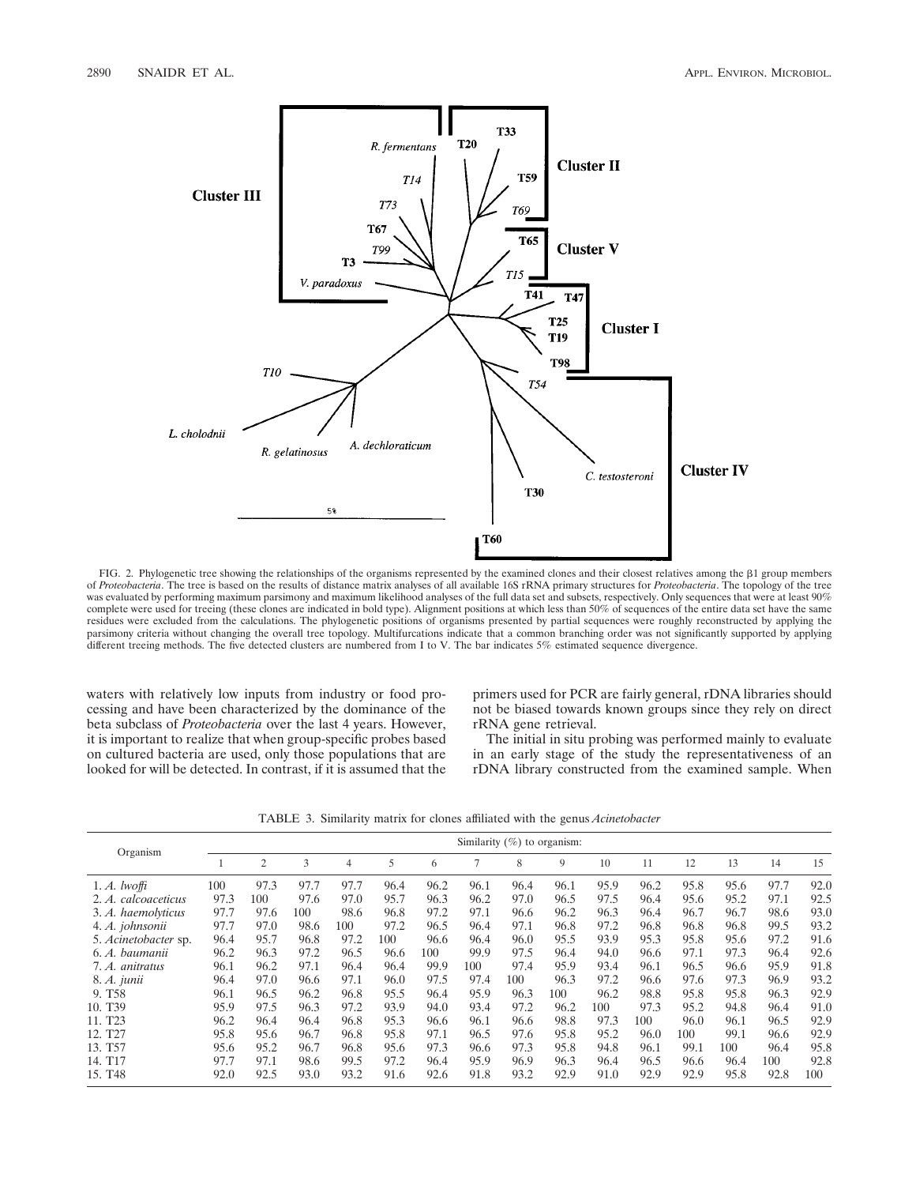FIG. 2. Phylogenetic tree showing the relationships of the organisms represented by the examined clones and their closest relatives among the β1 group members of *Proteobacteria*. The tree is based on the results of distance matrix analyses of all available 16S rRNA primary structures for *Proteobacteria*. The topology of the tree was evaluated by performing maximum parsimony and maximum likelihood analyses of the full data set and subsets, respectively. Only sequences that were at least 90% complete were used for treeing (these clones are indicated in bold type). Alignment positions at which less than 50% of sequences of the entire data set have the same residues were excluded from the calculations. The phylogenetic positions of organisms presented by partial sequences were roughly reconstructed by applying the parsimony criteria without changing the overall tree topology. Multifurcations indicate that a common branching order was not significantly supported by applying different treeing methods. The five detected clusters are numbered from I to V. The bar indicates 5% estimated sequence divergence.

waters with relatively low inputs from industry or food processing and have been characterized by the dominance of the beta subclass of *Proteobacteria* over the last 4 years. However, it is important to realize that when group-specific probes based on cultured bacteria are used, only those populations that are looked for will be detected. In contrast, if it is assumed that the primers used for PCR are fairly general, rDNA libraries should not be biased towards known groups since they rely on direct rRNA gene retrieval.

The initial in situ probing was performed mainly to evaluate in an early stage of the study the representativeness of an rDNA library constructed from the examined sample. When

TABLE 3. Similarity matrix for clones affiliated with the genus *Acinetobacter*

| Organism | Similarity (%) to organism: | | | | | | | | | | | | | | |
|---|---|---|---|---|---|---|---|---|---|---|---|---|---|---|---|
| | 1 | 2 | 3 | 4 | 5 | 6 | 7 | 8 | 9 | 10 | 11 | 12 | 13 | 14 | 15 |
| 1. *A. lwoffi* | 100 | 97.3 | 97.7 | 97.7 | 96.4 | 96.2 | 96.1 | 96.4 | 96.1 | 95.9 | 96.2 | 95.8 | 95.6 | 97.7 | 92.0 |
| 2. *A. calcoaceticus* | 97.3 | 100 | 97.6 | 97.0 | 95.7 | 96.3 | 96.2 | 97.0 | 96.5 | 97.5 | 96.4 | 95.6 | 95.2 | 97.1 | 92.5 |
| 3. *A. haemolyticus* | 97.7 | 97.6 | 100 | 98.6 | 96.8 | 97.2 | 97.1 | 96.6 | 96.2 | 96.3 | 96.4 | 96.7 | 96.7 | 98.6 | 93.0 |
| 4. *A. johnsonii* | 97.7 | 97.0 | 98.6 | 100 | 97.2 | 96.5 | 96.4 | 97.1 | 96.8 | 97.2 | 96.8 | 96.8 | 96.8 | 99.5 | 93.2 |
| 5. *Acinetobacter* sp. | 96.4 | 95.7 | 96.8 | 97.2 | 100 | 96.6 | 96.4 | 96.0 | 95.5 | 93.9 | 95.3 | 95.8 | 95.6 | 97.2 | 91.6 |
| 6. *A. baumanii* | 96.2 | 96.3 | 97.2 | 96.5 | 96.6 | 100 | 99.9 | 97.5 | 96.4 | 94.0 | 96.6 | 97.1 | 97.3 | 96.4 | 92.6 |
| 7. *A. anitratus* | 96.1 | 96.2 | 97.1 | 96.4 | 96.4 | 99.9 | 100 | 97.4 | 95.9 | 93.4 | 96.1 | 96.5 | 96.6 | 95.9 | 91.8 |
| 8. *A. junii* | 96.4 | 97.0 | 96.6 | 97.1 | 96.0 | 97.5 | 97.4 | 100 | 96.3 | 97.2 | 96.6 | 97.6 | 97.3 | 96.9 | 93.2 |
| 9. T58 | 96.1 | 96.5 | 96.2 | 96.8 | 95.5 | 96.4 | 95.9 | 96.3 | 100 | 96.2 | 98.8 | 95.8 | 95.8 | 96.3 | 92.9 |
| 10. T39 | 95.9 | 97.5 | 96.3 | 97.2 | 93.9 | 94.0 | 93.4 | 97.2 | 96.2 | 100 | 97.3 | 95.2 | 94.8 | 96.4 | 91.0 |
| 11. T23 | 96.2 | 96.4 | 96.4 | 96.8 | 95.3 | 96.6 | 96.1 | 96.6 | 98.8 | 97.3 | 100 | 96.0 | 96.1 | 96.5 | 92.9 |
| 12. T27 | 95.8 | 95.6 | 96.7 | 96.8 | 95.8 | 97.1 | 96.5 | 97.6 | 95.8 | 95.2 | 96.0 | 100 | 99.1 | 96.6 | 92.9 |
| 13. T57 | 95.6 | 95.2 | 96.7 | 96.8 | 95.6 | 97.3 | 96.6 | 97.3 | 95.8 | 94.8 | 96.1 | 99.1 | 100 | 96.4 | 95.8 |
| 14. T17 | 97.7 | 97.1 | 98.6 | 99.5 | 97.2 | 96.4 | 95.9 | 96.9 | 96.3 | 96.4 | 96.5 | 96.6 | 96.4 | 100 | 92.8 |
| 15. T48 | 92.0 | 92.5 | 93.0 | 93.2 | 91.6 | 92.6 | 91.8 | 93.2 | 92.9 | 91.0 | 92.9 | 92.9 | 95.8 | 92.8 | 100 |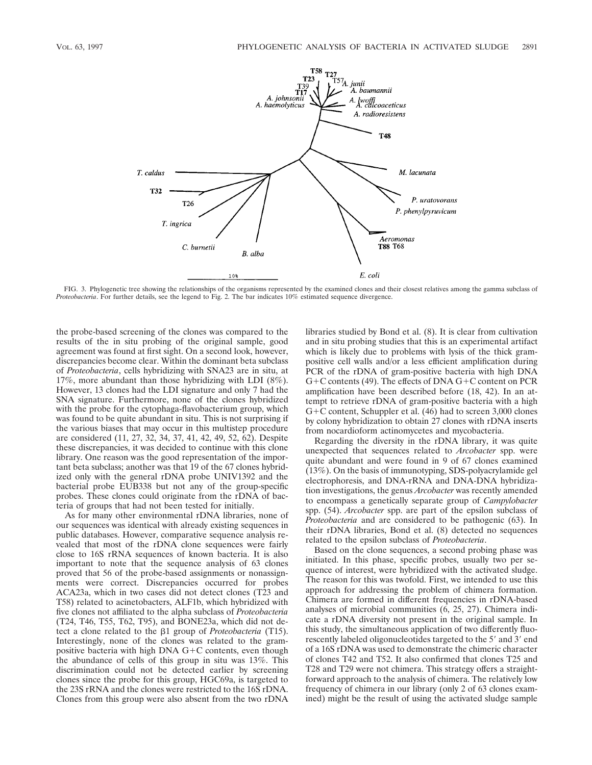FIG. 3. Phylogenetic tree showing the relationships of the organisms represented by the examined clones and their closest relatives among the gamma subclass of *Proteobacteria*. For further details, see the legend to Fig. 2. The bar indicates 10% estimated sequence divergence.

the probe-based screening of the clones was compared to the results of the in situ probing of the original sample, good agreement was found at first sight. On a second look, however, discrepancies become clear. Within the dominant beta subclass of *Proteobacteria*, cells hybridizing with SNA23 are in situ, at 17%, more abundant than those hybridizing with LDI (8%). However, 13 clones had the LDI signature and only 7 had the SNA signature. Furthermore, none of the clones hybridized with the probe for the cytophaga-flavobacterium group, which was found to be quite abundant in situ. This is not surprising if the various biases that may occur in this multistep procedure are considered (11, 27, 32, 34, 37, 41, 42, 49, 52, 62). Despite these discrepancies, it was decided to continue with this clone library. One reason was the good representation of the important beta subclass; another was that 19 of the 67 clones hybridized only with the general rDNA probe UNIV1392 and the bacterial probe EUB338 but not any of the group-specific probes. These clones could originate from the rDNA of bacteria of groups that had not been tested for initially.

As for many other environmental rDNA libraries, none of our sequences was identical with already existing sequences in public databases. However, comparative sequence analysis revealed that most of the rDNA clone sequences were fairly close to 16S rRNA sequences of known bacteria. It is also important to note that the sequence analysis of 63 clones proved that 56 of the probe-based assignments or nonassignments were correct. Discrepancies occurred for probes ACA23a, which in two cases did not detect clones (T23 and T58) related to acinetobacters, ALF1b, which hybridized with five clones not affiliated to the alpha subclass of *Proteobacteria* (T24, T46, T55, T62, T95), and BONE23a, which did not detect a clone related to the β1 group of *Proteobacteria* (T15). Interestingly, none of the clones was related to the gram-positive bacteria with high DNA G+C contents, even though the abundance of cells of this group in situ was 13%. This discrimination could not be detected earlier by screening clones since the probe for this group, HGC69a, is targeted to the 23S rRNA and the clones were restricted to the 16S rDNA. Clones from this group were also absent from the two rDNA libraries studied by Bond et al. (8). It is clear from cultivation and in situ probing studies that this is an experimental artifact which is likely due to problems with lysis of the thick gram-positive cell walls and/or a less efficient amplification during PCR of the rDNA of gram-positive bacteria with high DNA G+C contents (49). The effects of DNA G+C content on PCR amplification have been described before (18, 42). In an attempt to retrieve rDNA of gram-positive bacteria with a high G+C content, Schuppler et al. (46) had to screen 3,000 clones by colony hybridization to obtain 27 clones with rDNA inserts from nocardioform actinomycetes and mycobacteria.

Regarding the diversity in the rDNA library, it was quite unexpected that sequences related to *Arcobacter* spp. were quite abundant and were found in 9 of 67 clones examined (13%). On the basis of immunotyping, SDS-polyacrylamide gel electrophoresis, and DNA-rRNA and DNA-DNA hybridization investigations, the genus *Arcobacter* was recently amended to encompass a genetically separate group of *Campylobacter* spp. (54). *Arcobacter* spp. are part of the epsilon subclass of *Proteobacteria* and are considered to be pathogenic (63). In their rDNA libraries, Bond et al. (8) detected no sequences related to the epsilon subclass of *Proteobacteria*.

Based on the clone sequences, a second probing phase was initiated. In this phase, specific probes, usually two per sequence of interest, were hybridized with the activated sludge. The reason for this was twofold. First, we intended to use this approach for addressing the problem of chimera formation. Chimera are formed in different frequencies in rDNA-based analyses of microbial communities (6, 25, 27). Chimera indicate a rDNA diversity not present in the original sample. In this study, the simultaneous application of two differently fluorescently labeled oligonucleotides targeted to the 5′ and 3′ end of a 16S rDNA was used to demonstrate the chimeric character of clones T42 and T52. It also confirmed that clones T25 and T28 and T29 were not chimera. This strategy offers a straightforward approach to the analysis of chimera. The relatively low frequency of chimera in our library (only 2 of 63 clones examined) might be the result of using the activated sludge sample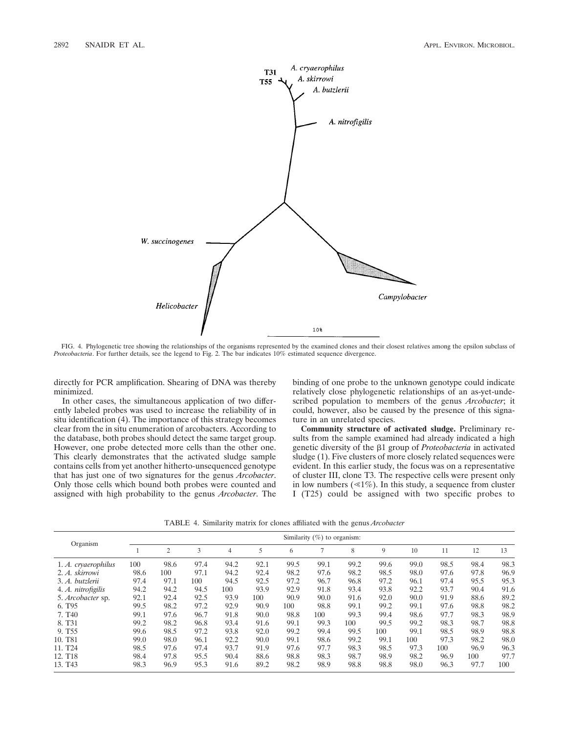FIG. 4. Phylogenetic tree showing the relationships of the organisms represented by the examined clones and their closest relatives among the epsilon subclass of *Proteobacteria*. For further details, see the legend to Fig. 2. The bar indicates 10% estimated sequence divergence.

directly for PCR amplification. Shearing of DNA was thereby minimized.

In other cases, the simultaneous application of two differently labeled probes was used to increase the reliability of in situ identification (4). The importance of this strategy becomes clear from the in situ enumeration of arcobacters. According to the database, both probes should detect the same target group. However, one probe detected more cells than the other one. This clearly demonstrates that the activated sludge sample contains cells from yet another hitherto-unsequenced genotype that has just one of two signatures for the genus *Arcobacter*. Only those cells which bound both probes were counted and assigned with high probability to the genus *Arcobacter*. The binding of one probe to the unknown genotype could indicate relatively close phylogenetic relationships of an as-yet-undescribed population to members of the genus *Arcobacter*; it could, however, also be caused by the presence of this signature in an unrelated species.

**Community structure of activated sludge.** Preliminary results from the sample examined had already indicated a high genetic diversity of the β1 group of *Proteobacteria* in activated sludge (1). Five clusters of more closely related sequences were evident. In this earlier study, the focus was on a representative of cluster III, clone T3. The respective cells were present only in low numbers (≤1%). In this study, a sequence from cluster I (T25) could be assigned with two specific probes to

TABLE 4. Similarity matrix for clones affiliated with the genus *Arcobacter*

| Organism | Similarity (%) to organism: | | | | | | | | | | | | |
|---|---|---|---|---|---|---|---|---|---|---|---|---|---|
| | 1 | 2 | 3 | 4 | 5 | 6 | 7 | 8 | 9 | 10 | 11 | 12 | 13 |
| 1. *A. cryaerophilus* | 100 | 98.6 | 97.4 | 94.2 | 92.1 | 99.5 | 99.1 | 99.2 | 99.6 | 99.0 | 98.5 | 98.4 | 98.3 |
| 2. *A. skirrowi* | 98.6 | 100 | 97.1 | 94.2 | 92.4 | 98.2 | 97.6 | 98.2 | 98.5 | 98.0 | 97.6 | 97.8 | 96.9 |
| 3. *A. butzlerii* | 97.4 | 97.1 | 100 | 94.5 | 92.5 | 97.2 | 96.7 | 96.8 | 97.2 | 96.1 | 97.4 | 95.5 | 95.3 |
| 4. *A. nitrofigilis* | 94.2 | 94.2 | 94.5 | 100 | 93.9 | 92.9 | 91.8 | 93.4 | 93.8 | 92.2 | 93.7 | 90.4 | 91.6 |
| 5. *Arcobacter* sp. | 92.1 | 92.4 | 92.5 | 93.9 | 100 | 90.9 | 90.0 | 91.6 | 92.0 | 90.0 | 91.9 | 88.6 | 89.2 |
| 6. T95 | 99.5 | 98.2 | 97.2 | 92.9 | 90.9 | 100 | 98.8 | 99.1 | 99.2 | 99.1 | 97.6 | 98.8 | 98.2 |
| 7. T40 | 99.1 | 97.6 | 96.7 | 91.8 | 90.0 | 98.8 | 100 | 99.3 | 99.4 | 98.6 | 97.7 | 98.3 | 98.9 |
| 8. T31 | 99.2 | 98.2 | 96.8 | 93.4 | 91.6 | 99.1 | 99.3 | 100 | 99.5 | 99.2 | 98.3 | 98.7 | 98.8 |
| 9. T55 | 99.6 | 98.5 | 97.2 | 93.8 | 92.0 | 99.2 | 99.4 | 99.5 | 100 | 99.1 | 98.5 | 98.9 | 98.8 |
| 10. T81 | 99.0 | 98.0 | 96.1 | 92.2 | 90.0 | 99.1 | 98.6 | 99.2 | 99.1 | 100 | 97.3 | 98.2 | 98.0 |
| 11. T24 | 98.5 | 97.6 | 97.4 | 93.7 | 91.9 | 97.6 | 97.7 | 98.3 | 98.5 | 97.3 | 100 | 96.9 | 96.3 |
| 12. T18 | 98.4 | 97.8 | 95.5 | 90.4 | 88.6 | 98.8 | 98.3 | 98.7 | 98.9 | 98.2 | 96.9 | 100 | 97.7 |
| 13. T43 | 98.3 | 96.9 | 95.3 | 91.6 | 89.2 | 98.2 | 98.9 | 98.8 | 98.8 | 98.0 | 96.3 | 97.7 | 100 |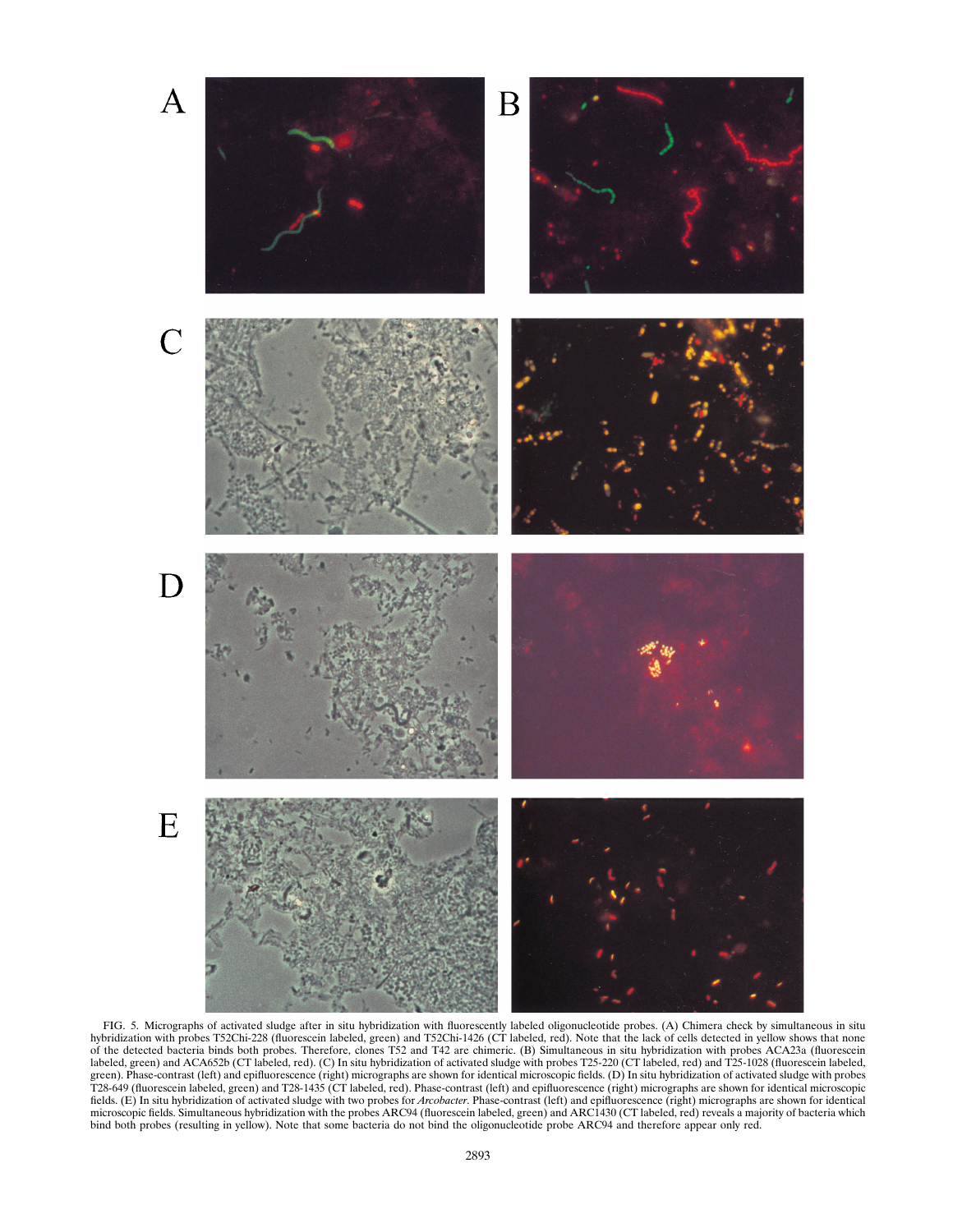FIG. 5. Micrographs of activated sludge after in situ hybridization with fluorescently labeled oligonucleotide probes. (A) Chimera check by simultaneous in situ hybridization with probes T52Chi-228 (fluorescein labeled, green) and T52Chi-1426 (CT labeled, red). Note that the lack of cells detected in yellow shows that none of the detected bacteria binds both probes. Therefore, clones T52 and T42 are chimeric. (B) Simultaneous in situ hybridization with probes ACA23a (fluorescein labeled, green) and ACA652b (CT labeled, red). (C) In situ hybridization of activated sludge with probes T25-220 (CT labeled, red) and T25-1028 (fluorescein labeled, green). Phase-contrast (left) and epifluorescence (right) micrographs are shown for identical microscopic fields. (D) In situ hybridization of activated sludge with probes T28-649 (fluorescein labeled, green) and T28-1435 (CT labeled, red). Phase-contrast (left) and epifluorescence (right) micrographs are shown for identical microscopic fields. (E) In situ hybridization of activated sludge with two probes for *Arcobacter*. Phase-contrast (left) and epifluorescence (right) micrographs are shown for identical microscopic fields. Simultaneous hybridization with the probes ARC94 (fluorescein labeled, green) and ARC1430 (CT labeled, red) reveals a majority of bacteria which bind both probes (resulting in yellow). Note that some bacteria do not bind the oligonucleotide probe ARC94 and therefore appear only red.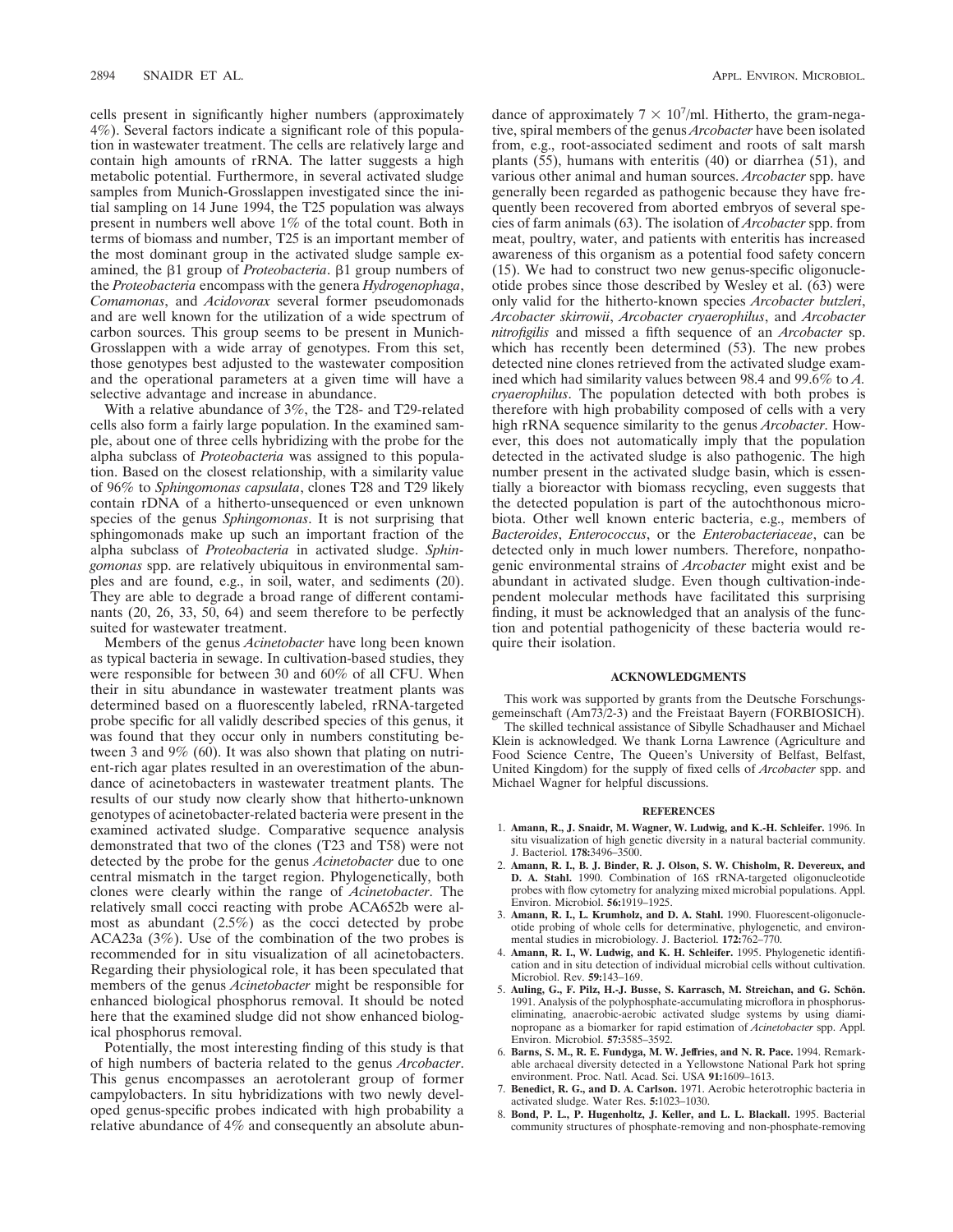cells present in significantly higher numbers (approximately 4%). Several factors indicate a significant role of this population in wastewater treatment. The cells are relatively large and contain high amounts of rRNA. The latter suggests a high metabolic potential. Furthermore, in several activated sludge samples from Munich-Grosslappen investigated since the initial sampling on 14 June 1994, the T25 population was always present in numbers well above 1% of the total count. Both in terms of biomass and number, T25 is an important member of the most dominant group in the activated sludge sample examined, the β1 group of *Proteobacteria*. β1 group numbers of the *Proteobacteria* encompass with the genera *Hydrogenophaga*, *Comamonas*, and *Acidovorax* several former pseudomonads and are well known for the utilization of a wide spectrum of carbon sources. This group seems to be present in Munich-Grosslappen with a wide array of genotypes. From this set, those genotypes best adjusted to the wastewater composition and the operational parameters at a given time will have a selective advantage and increase in abundance.

With a relative abundance of 3%, the T28- and T29-related cells also form a fairly large population. In the examined sample, about one of three cells hybridizing with the probe for the alpha subclass of *Proteobacteria* was assigned to this population. Based on the closest relationship, with a similarity value of 96% to *Sphingomonas capsulata*, clones T28 and T29 likely contain rDNA of a hitherto-unsequenced or even unknown species of the genus *Sphingomonas*. It is not surprising that sphingomonads make up such an important fraction of the alpha subclass of *Proteobacteria* in activated sludge. *Sphingomonas* spp. are relatively ubiquitous in environmental samples and are found, e.g., in soil, water, and sediments (20). They are able to degrade a broad range of different contaminants (20, 26, 33, 50, 64) and seem therefore to be perfectly suited for wastewater treatment.

Members of the genus *Acinetobacter* have long been known as typical bacteria in sewage. In cultivation-based studies, they were responsible for between 30 and 60% of all CFU. When their in situ abundance in wastewater treatment plants was determined based on a fluorescently labeled, rRNA-targeted probe specific for all validly described species of this genus, it was found that they occur only in numbers constituting between 3 and 9% (60). It was also shown that plating on nutrient-rich agar plates resulted in an overestimation of the abundance of acinetobacters in wastewater treatment plants. The results of our study now clearly show that hitherto-unknown genotypes of acinetobacter-related bacteria were present in the examined activated sludge. Comparative sequence analysis demonstrated that two of the clones (T23 and T58) were not detected by the probe for the genus *Acinetobacter* due to one central mismatch in the target region. Phylogenetically, both clones were clearly within the range of *Acinetobacter*. The relatively small cocci reacting with probe ACA652b were almost as abundant (2.5%) as the cocci detected by probe ACA23a (3%). Use of the combination of the two probes is recommended for in situ visualization of all acinetobacters. Regarding their physiological role, it has been speculated that members of the genus *Acinetobacter* might be responsible for enhanced biological phosphorus removal. It should be noted here that the examined sludge did not show enhanced biological phosphorus removal.

Potentially, the most interesting finding of this study is that of high numbers of bacteria related to the genus *Arcobacter*. This genus encompasses an aerotolerant group of former campylobacters. In situ hybridizations with two newly developed genus-specific probes indicated with high probability a relative abundance of 4% and consequently an absolute abundance of approximately $7 \times 10^7$/ml. Hitherto, the gram-negative, spiral members of the genus *Arcobacter* have been isolated from, e.g., root-associated sediment and roots of salt marsh plants (55), humans with enteritis (40) or diarrhea (51), and various other animal and human sources. *Arcobacter* spp. have generally been regarded as pathogenic because they have frequently been recovered from aborted embryos of several species of farm animals (63). The isolation of *Arcobacter* spp. from meat, poultry, water, and patients with enteritis has increased awareness of this organism as a potential food safety concern (15). We had to construct two new genus-specific oligonucleotide probes since those described by Wesley et al. (63) were only valid for the hitherto-known species *Arcobacter butzleri*, *Arcobacter skirrowii*, *Arcobacter cryaerophilus*, and *Arcobacter nitrofigilis* and missed a fifth sequence of an *Arcobacter* sp. which has recently been determined (53). The new probes detected nine clones retrieved from the activated sludge examined which had similarity values between 98.4 and 99.6% to *A. cryaerophilus*. The population detected with both probes is therefore with high probability composed of cells with a very high rRNA sequence similarity to the genus *Arcobacter*. However, this does not automatically imply that the population detected in the activated sludge is also pathogenic. The high number present in the activated sludge basin, which is essentially a bioreactor with biomass recycling, even suggests that the detected population is part of the autochthonous microbiota. Other well known enteric bacteria, e.g., members of *Bacteroides*, *Enterococcus*, or the *Enterobacteriaceae*, can be detected only in much lower numbers. Therefore, nonpathogenic environmental strains of *Arcobacter* might exist and be abundant in activated sludge. Even though cultivation-independent molecular methods have facilitated this surprising finding, it must be acknowledged that an analysis of the function and potential pathogenicity of these bacteria would require their isolation.

## ACKNOWLEDGMENTS

This work was supported by grants from the Deutsche Forschungsgemeinschaft (Am73/2-3) and the Freistaat Bayern (FORBIOSICH).

The skilled technical assistance of Sibylle Schadhauser and Michael Klein is acknowledged. We thank Lorna Lawrence (Agriculture and Food Science Centre, The Queen's University of Belfast, Belfast, United Kingdom) for the supply of fixed cells of *Arcobacter* spp. and Michael Wagner for helpful discussions.

## REFERENCES

1. **Amann, R., J. Snaidr, M. Wagner, W. Ludwig, and K.-H. Schleifer.** 1996. In situ visualization of high genetic diversity in a natural bacterial community. J. Bacteriol. **178:**3496–3500.
2. **Amann, R. I., B. J. Binder, R. J. Olson, S. W. Chisholm, R. Devereux, and D. A. Stahl.** 1990. Combination of 16S rRNA-targeted oligonucleotide probes with flow cytometry for analyzing mixed microbial populations. Appl. Environ. Microbiol. **56:**1919–1925.
3. **Amann, R. I., L. Krumholz, and D. A. Stahl.** 1990. Fluorescent-oligonucleotide probing of whole cells for determinative, phylogenetic, and environmental studies in microbiology. J. Bacteriol. **172:**762–770.
4. **Amann, R. I., W. Ludwig, and K. H. Schleifer.** 1995. Phylogenetic identification and in situ detection of individual microbial cells without cultivation. Microbiol. Rev. **59:**143–169.
5. **Auling, G., F. Pilz, H.-J. Busse, S. Karrasch, M. Streichan, and G. Schön.** 1991. Analysis of the polyphosphate-accumulating microflora in phosphorus-eliminating, anaerobic-aerobic activated sludge systems by using diaminopropane as a biomarker for rapid estimation of *Acinetobacter* spp. Appl. Environ. Microbiol. **57:**3585–3592.
6. **Barns, S. M., R. E. Fundyga, M. W. Jeffries, and N. R. Pace.** 1994. Remarkable archaeal diversity detected in a Yellowstone National Park hot spring environment. Proc. Natl. Acad. Sci. USA **91:**1609–1613.
7. **Benedict, R. G., and D. A. Carlson.** 1971. Aerobic heterotrophic bacteria in activated sludge. Water Res. **5:**1023–1030.
8. **Bond, P. L., P. Hugenholtz, J. Keller, and L. L. Blackall.** 1995. Bacterial community structures of phosphate-removing and non-phosphate-removing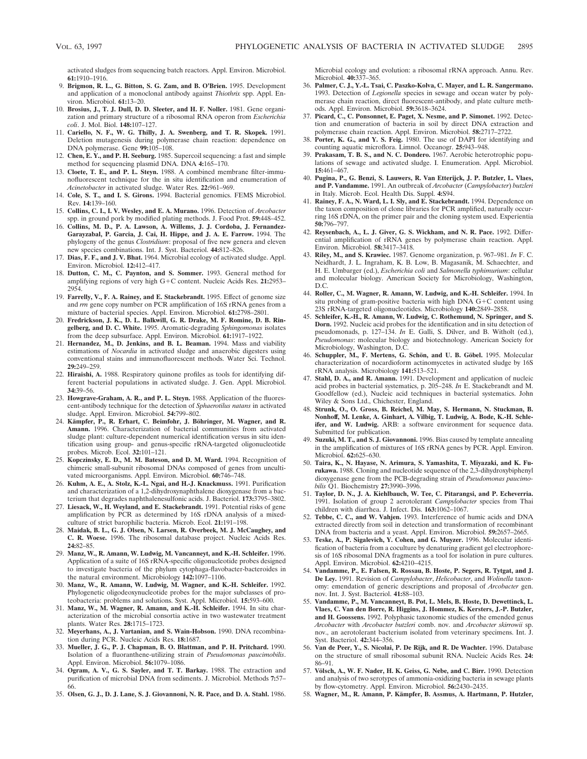activated sludges from sequencing batch reactors. Appl. Environ. Microbiol. **61:**1910–1916.

9. **Brigmon, R. L., G. Bitton, S. G. Zam, and B. O'Brien.** 1995. Development and application of a monoclonal antibody against *Thiothrix* spp. Appl. Environ. Microbiol. **61:**13–20.
10. **Brosius, J., T. J. Dull, D. D. Sleeter, and H. F. Noller.** 1981. Gene organization and primary structure of a ribosomal RNA operon from *Escherichia coli*. J. Mol. Biol. **148:**107–127.
11. **Cariello, N. F., W. G. Thilly, J. A. Swenberg, and T. R. Skopek.** 1991. Deletion mutagenesis during polymerase chain reaction: dependence on DNA polymerase. Gene **99:**105–108.
12. **Chen, E. Y., and P. H. Seeburg.** 1985. Supercoil sequencing: a fast and simple method for sequencing plasmid DNA. DNA **4:**165–170.
13. **Cloete, T. E., and P. L. Steyn.** 1988. A combined membrane filter-immunofluorescent technique for the in situ identification and enumeration of *Acinetobacter* in activated sludge. Water Res. **22:**961–969.
14. **Cole, S. T., and I. S. Girons.** 1994. Bacterial genomics. FEMS Microbiol. Rev. **14:**139–160.
15. **Collins, C. I., I. V. Wesley, and E. A. Murano.** 1996. Detection of *Arcobacter* spp. in ground pork by modified plating methods. J. Food Prot. **59:**448–452.
16. **Collins, M. D., P. A. Lawson, A. Willems, J. J. Cordoba, J. Fernandez-Garayzabal, P. Garcia, J. Cai, H. Hippe, and J. A. E. Farrow.** 1994. The phylogeny of the genus *Clostridium*: proposal of five new genera and eleven new species combinations. Int. J. Syst. Bacteriol. **44:**812–826.
17. **Dias, F. F., and J. V. Bhat.** 1964. Microbial ecology of activated sludge. Appl. Environ. Microbiol. **12:**412–417.
18. **Dutton, C. M., C. Paynton, and S. Sommer.** 1993. General method for amplifying regions of very high G+C content. Nucleic Acids Res. **21:**2953–2954.
19. **Farrelly, V., F. A. Rainey, and E. Stackebrandt.** 1995. Effect of genome size and *rrn* gene copy number on PCR amplification of 16S rRNA genes from a mixture of bacterial species. Appl. Environ. Microbiol. **61:**2798–2801.
20. **Fredrickson, J. K., D. L. Balkwill, G. R. Drake, M. F. Romine, D. B. Ringelberg, and D. C. White.** 1995. Aromatic-degrading *Sphingomonas* isolates from the deep subsurface. Appl. Environ. Microbiol. **61:**1917–1922.
21. **Hernandez, M., D. Jenkins, and B. L. Beaman.** 1994. Mass and viability estimations of *Nocardia* in activated sludge and anaerobic digesters using conventional stains and immunofluorescent methods. Water Sci. Technol. **29:**249–259.
22. **Hiraishi, A.** 1988. Respiratory quinone profiles as tools for identifying different bacterial populations in activated sludge. J. Gen. Appl. Microbiol. **34:**39–56.
23. **Howgrave-Graham, A. R., and P. L. Steyn.** 1988. Application of the fluorescent-antibody technique for the detection of *Sphaerotilus natans* in activated sludge. Appl. Environ. Microbiol. **54:**799–802.
24. **Kämpfer, P., R. Erhart, C. Beimfohr, J. Böhringer, M. Wagner, and R. Amann.** 1996. Characterization of bacterial communities from activated sludge plant: culture-dependent numerical identification versus in situ identification using group- and genus-specific rRNA-targeted oligonucleotide probes. Microb. Ecol. **32:**101–121.
25. **Kopczinsky, E. D., M. M. Bateson, and D. M. Ward.** 1994. Recognition of chimeric small-subunit ribosomal DNAs composed of genes from uncultivated microorganisms. Appl. Environ. Microbiol. **60:**746–748.
26. **Kuhm, A. E., A. Stolz, K.-L. Ngai, and H.-J. Knackmuss.** 1991. Purification and characterization of a 1,2-dihydroxynaphthalene dioxygenase from a bacterium that degrades naphthalenesulfonic acids. J. Bacteriol. **173:**3795–3802.
27. **Liesack, W., H. Weyland, and E. Stackebrandt.** 1991. Potential risks of gene amplification by PCR as determined by 16S rDNA analysis of a mixed-culture of strict barophilic bacteria. Microb. Ecol. **21:**191–198.
28. **Maidak, B. L., G. J. Olsen, N. Larsen, R. Overbeek, M. J. McCaughey, and C. R. Woese.** 1996. The ribosomal database project. Nucleic Acids Res. **24:**82–85.
29. **Manz, W., R. Amann, W. Ludwig, M. Vancanneyt, and K.-H. Schleifer.** 1996. Application of a suite of 16S rRNA-specific oligonucleotide probes designed to investigate bacteria of the phylum cytophaga-flavobacter-bacteroides in the natural environment. Microbiology **142:**1097–1106.
30. **Manz, W., R. Amann, W. Ludwig, M. Wagner, and K.-H. Schleifer.** 1992. Phylogenetic oligodeoxynucleotide probes for the major subclasses of proteobacteria: problems and solutions. Syst. Appl. Microbiol. **15:**593–600.
31. **Manz, W., M. Wagner, R. Amann, and K.-H. Schleifer.** 1994. In situ characterization of the microbial consortia active in two wastewater treatment plants. Water Res. **28:**1715–1723.
32. **Meyerhans, A., J. Vartanian, and S. Wain-Hobson.** 1990. DNA recombination during PCR. Nucleic Acids Res. **18:**1687.
33. **Mueller, J. G., P. J. Chapman, B. O. Blattman, and P. H. Pritchard.** 1990. Isolation of a fluoranthene-utilizing strain of *Pseudomonas paucimobilis*. Appl. Environ. Microbiol. **56:**1079–1086.
34. **Ogram, A. V., G. S. Sayler, and T. T. Barkay.** 1988. The extraction and purification of microbial DNA from sediments. J. Microbiol. Methods **7:**57–66.
35. **Olsen, G. J., D. J. Lane, S. J. Giovannoni, N. R. Pace, and D. A. Stahl.** 1986. Microbial ecology and evolution: a ribosomal rRNA approach. Annu. Rev. Microbiol. **40:**337–365.
36. **Palmer, C. J., Y.-L. Tsai, C. Paszko-Kolva, C. Mayer, and L. R. Sangermano.** 1993. Detection of *Legionella* species in sewage and ocean water by polymerase chain reaction, direct fluorescent-antibody, and plate culture methods. Appl. Environ. Microbiol. **59:**3618–3624.
37. **Picard, C., C. Ponsonnet, E. Paget, X. Nesme, and P. Simonet.** 1992. Detection and enumeration of bacteria in soil by direct DNA extraction and polymerase chain reaction. Appl. Environ. Microbiol. **58:**2717–2722.
38. **Porter, K. G., and Y. S. Feig.** 1980. The use of DAPI for identifying and counting aquatic microflora. Limnol. Oceanogr. **25:**943–948.
39. **Prakasam, T. B. S., and N. C. Dondero.** 1967. Aerobic heterotrophic populations of sewage and activated sludge. I. Enumeration. Appl. Microbiol. **15:**461–467.
40. **Pugina, P., G. Benzi, S. Lauwers, R. Van Etterijck, J. P. Butzler, L. Vlaes, and P. Vandamme.** 1991. An outbreak of *Arcobacter* (*Campylobacter*) *butzleri* in Italy. Microb. Ecol. Health Dis. Suppl. **4:**S94.
41. **Rainey, F. A., N. Ward, L. I. Sly, and E. Stackebrandt.** 1994. Dependence on the taxon composition of clone libraries for PCR amplified, naturally occurring 16S rDNA, on the primer pair and the cloning system used. Experientia **50:**796–797.
42. **Reysenbach, A., L. J. Giver, G. S. Wickham, and N. R. Pace.** 1992. Differential amplification of rRNA genes by polymerase chain reaction. Appl. Environ. Microbiol. **58:**3417–3418.
43. **Riley, M., and S. Krawiec.** 1987. Genome organization, p. 967–981. *In* F. C. Neidhardt, J. L. Ingraham, K. B. Low, B. Magasanik, M. Schaechter, and H. E. Umbarger (ed.), *Escherichia coli* and *Salmonella typhimurium*: cellular and molecular biology. American Society for Microbiology, Washington, D.C.
44. **Roller, C., M. Wagner, R. Amann, W. Ludwig, and K.-H. Schleifer.** 1994. In situ probing of gram-positive bacteria with high DNA G+C content using 23S rRNA-targeted oligonucleotides. Microbiology **140:**2849–2858.
45. **Schleifer, K.-H., R. Amann, W. Ludwig, C. Rothemund, N. Springer, and S. Dorn.** 1992. Nucleic acid probes for the identification and in situ detection of pseudomonads, p. 127–134. *In* E. Galli, S. Dilver, and B. Witholt (ed.), *Pseudomonas*: molecular biology and biotechnology. American Society for Microbiology, Washington, D.C.
46. **Schuppler, M., F. Mertens, G. Schön, and U. B. Göbel.** 1995. Molecular characterization of nocardioform actinomycetes in activated sludge by 16S rRNA analysis. Microbiology **141:**513–521.
47. **Stahl, D. A., and R. Amann.** 1991. Development and application of nucleic acid probes in bacterial systematics, p. 205–248. *In* E. Stackebrandt and M. Goodfellow (ed.), Nucleic acid techniques in bacterial systematics. John Wiley & Sons Ltd., Chichester, England.
48. **Strunk, O., O. Gross, B. Reichel, M. May, S. Hermann, N. Stuckman, B. Nonhoff, M. Lenke, A. Ginhart, A. Vilbig, T. Ludwig, A. Bode, K.-H. Schleifer, and W. Ludwig.** ARB: a software environment for sequence data. Submitted for publication.
49. **Suzuki, M. T., and S. J. Giovannoni.** 1996. Bias caused by template annealing in the amplification of mixtures of 16S rRNA genes by PCR. Appl. Environ. Microbiol. **62:**625–630.
50. **Taira, K., N. Hayase, N. Arimura, S. Yamashita, T. Miyazaki, and K. Furukawa.** 1988. Cloning and nucleotide sequence of the 2,3-dihydroxybiphenyl dioxygenase gene from the PCB-degrading strain of *Pseudomonas paucimobilis* Q1. Biochemistry **27:**3990–3996.
51. **Taylor, D. N., J. A. Kiehlbauch, W. Tee, C. Pitarangsi, and P. Echeverria.** 1991. Isolation of group 2 aerotolerant *Campylobacter* species from Thai children with diarrhea. J. Infect. Dis. **163:**1062–1067.
52. **Tebbe, C. C., and W. Vahjen.** 1993. Interference of humic acids and DNA extracted directly from soil in detection and transformation of recombinant DNA from bacteria and a yeast. Appl. Environ. Microbiol. **59:**2657–2665.
53. **Teske, A., P. Sigalevich, Y. Cohen, and G. Muyzer.** 1996. Molecular identification of bacteria from a coculture by denaturing gradient gel electrophoresis of 16S ribosomal DNA fragments as a tool for isolation in pure cultures. Appl. Environ. Microbiol. **62:**4210–4215.
54. **Vandamme, P., E. Falsen, R. Rossau, B. Hoste, P. Segers, R. Tytgat, and J. De Ley.** 1991. Revision of *Campylobacter*, *Helicobacter*, and *Wolinella* taxonomy: emendation of generic descriptions and proposal of *Arcobacter* gen. nov. Int. J. Syst. Bacteriol. **41:**88–103.
55. **Vandamme, P., M. Vancanneyt, B. Pot, L. Mels, B. Hoste, D. Dewettinck, L. Vlaes, C. Van den Borre, R. Higgins, J. Hommez, K. Kersters, J.-P. Butzler, and H. Goossens.** 1992. Polyphasic taxonomic studies of the emended genus *Arcobacter* with *Arcobacter butzleri* comb. nov. and *Arcobacter skirrowii* sp. nov., an aerotolerant bacterium isolated from veterinary specimens. Int. J. Syst. Bacteriol. **42:**344–356.
56. **Van de Peer, Y., S. Nicolai, P. De Rijk, and R. De Wachter.** 1996. Database on the structure of small ribosomal subunit RNA. Nucleic Acids Res. **24:**86–91.
57. **Völsch, A., W. F. Nader, H. K. Geiss, G. Nebe, and C. Birr.** 1990. Detection and analysis of two serotypes of ammonia-oxidizing bacteria in sewage plants by flow-cytometry. Appl. Environ. Microbiol. **56:**2430–2435.
58. **Wagner, M., R. Amann, P. Kämpfer, B. Assmus, A. Hartmann, P. Hutzler,**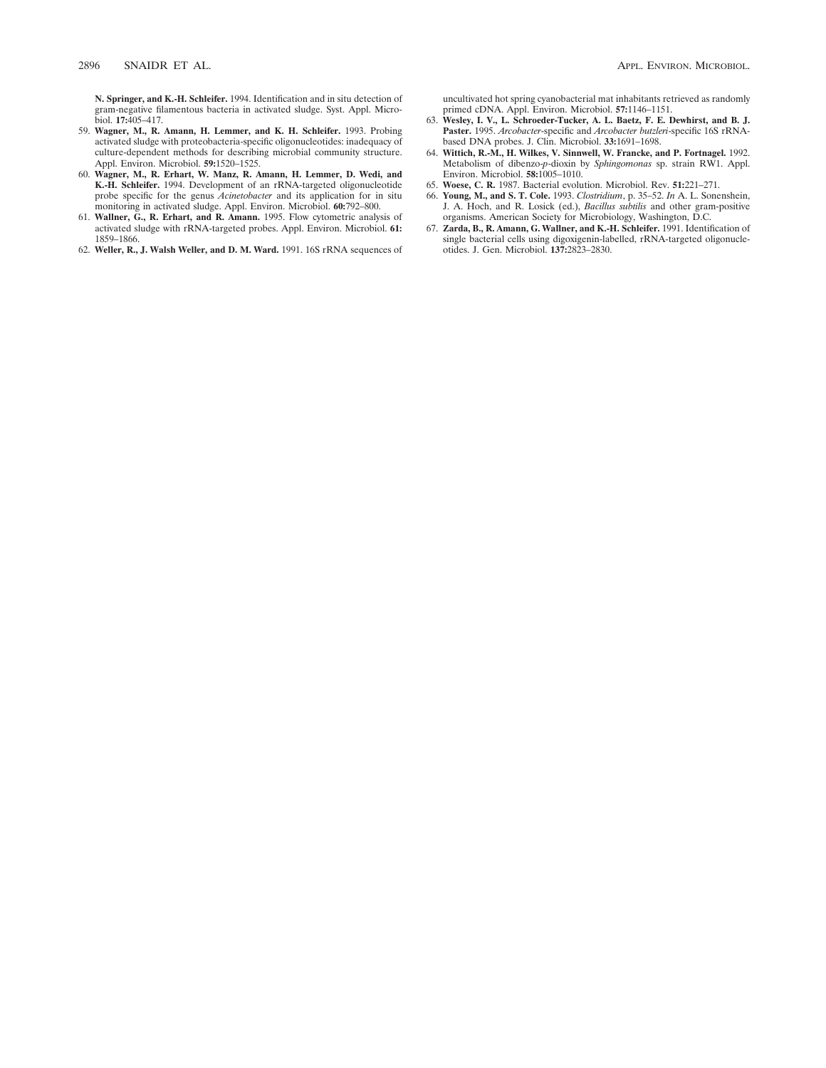**N. Springer, and K.-H. Schleifer.** 1994. Identification and in situ detection of gram-negative filamentous bacteria in activated sludge. Syst. Appl. Microbiol. **17:**405–417.

59. **Wagner, M., R. Amann, H. Lemmer, and K. H. Schleifer.** 1993. Probing activated sludge with proteobacteria-specific oligonucleotides: inadequacy of culture-dependent methods for describing microbial community structure. Appl. Environ. Microbiol. **59:**1520–1525.
60. **Wagner, M., R. Erhart, W. Manz, R. Amann, H. Lemmer, D. Wedi, and K.-H. Schleifer.** 1994. Development of an rRNA-targeted oligonucleotide probe specific for the genus *Acinetobacter* and its application for in situ monitoring in activated sludge. Appl. Environ. Microbiol. **60:**792–800.
61. **Wallner, G., R. Erhart, and R. Amann.** 1995. Flow cytometric analysis of activated sludge with rRNA-targeted probes. Appl. Environ. Microbiol. **61:** 1859–1866.
62. **Weller, R., J. Walsh Weller, and D. M. Ward.** 1991. 16S rRNA sequences of uncultivated hot spring cyanobacterial mat inhabitants retrieved as randomly primed cDNA. Appl. Environ. Microbiol. **57:**1146–1151.
63. **Wesley, I. V., L. Schroeder-Tucker, A. L. Baetz, F. E. Dewhirst, and B. J. Paster.** 1995. *Arcobacter*-specific and *Arcobacter butzleri*-specific 16S rRNA-based DNA probes. J. Clin. Microbiol. **33:**1691–1698.
64. **Wittich, R.-M., H. Wilkes, V. Sinnwell, W. Francke, and P. Fortnagel.** 1992. Metabolism of dibenzo-*p*-dioxin by *Sphingomonas* sp. strain RW1. Appl. Environ. Microbiol. **58:**1005–1010.
65. **Woese, C. R.** 1987. Bacterial evolution. Microbiol. Rev. **51:**221–271.
66. **Young, M., and S. T. Cole.** 1993. *Clostridium*, p. 35–52. *In* A. L. Sonenshein, J. A. Hoch, and R. Losick (ed.), *Bacillus subtilis* and other gram-positive organisms. American Society for Microbiology, Washington, D.C.
67. **Zarda, B., R. Amann, G. Wallner, and K.-H. Schleifer.** 1991. Identification of single bacterial cells using digoxigenin-labelled, rRNA-targeted oligonucleotides. J. Gen. Microbiol. **137:**2823–2830.